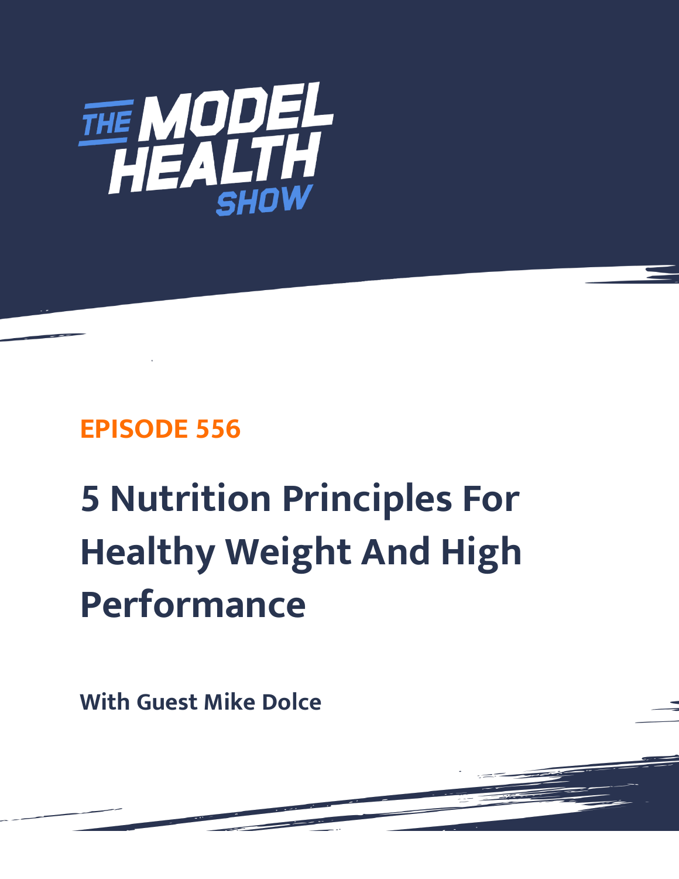# THE MODEL HEALTH SHOW

## EPISODE 556

# 5 Nutrition Principles For Healthy Weight And High Performance

**With Guest Mike Dolce**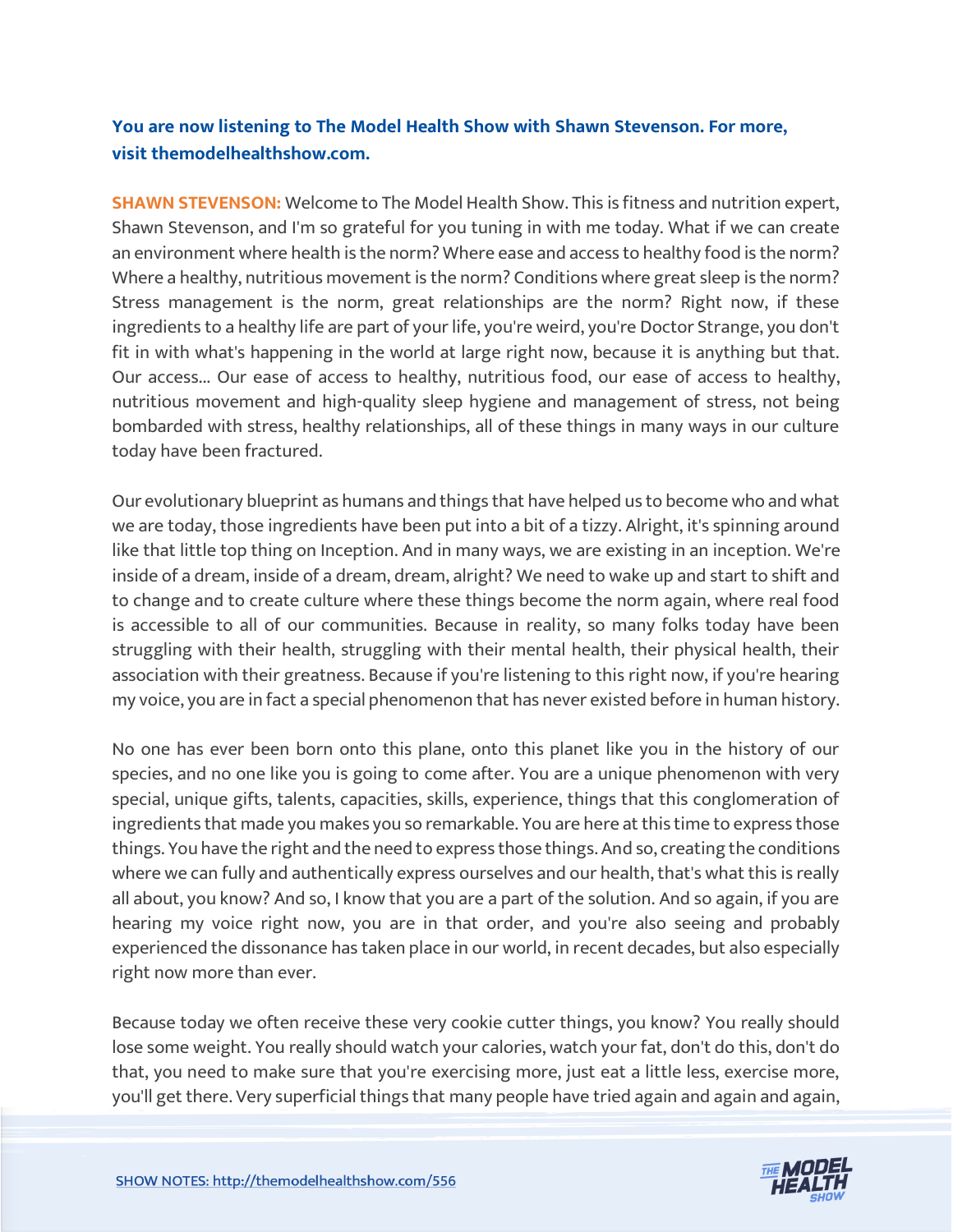**You are now listening to The Model Health Show with Shawn Stevenson. For more, visit themodelhealthshow.com.**

**SHAWN STEVENSON:** Welcome to The Model Health Show. This is fitness and nutrition expert, Shawn Stevenson, and I'm so grateful for you tuning in with me today. What if we can create an environment where health is the norm? Where ease and access to healthy food is the norm? Where a healthy, nutritious movement is the norm? Conditions where great sleep is the norm? Stress management is the norm, great relationships are the norm? Right now, if these ingredients to a healthy life are part of your life, you're weird, you're Doctor Strange, you don't fit in with what's happening in the world at large right now, because it is anything but that. Our access... Our ease of access to healthy, nutritious food, our ease of access to healthy, nutritious movement and high-quality sleep hygiene and management of stress, not being bombarded with stress, healthy relationships, all of these things in many ways in our culture today have been fractured.

Our evolutionary blueprint as humans and things that have helped us to become who and what we are today, those ingredients have been put into a bit of a tizzy. Alright, it's spinning around like that little top thing on Inception. And in many ways, we are existing in an inception. We're inside of a dream, inside of a dream, dream, alright? We need to wake up and start to shift and to change and to create culture where these things become the norm again, where real food is accessible to all of our communities. Because in reality, so many folks today have been struggling with their health, struggling with their mental health, their physical health, their association with their greatness. Because if you're listening to this right now, if you're hearing my voice, you are in fact a special phenomenon that has never existed before in human history.

No one has ever been born onto this plane, onto this planet like you in the history of our species, and no one like you is going to come after. You are a unique phenomenon with very special, unique gifts, talents, capacities, skills, experience, things that this conglomeration of ingredients that made you makes you so remarkable. You are here at this time to express those things. You have the right and the need to express those things. And so, creating the conditions where we can fully and authentically express ourselves and our health, that's what this is really all about, you know? And so, I know that you are a part of the solution. And so again, if you are hearing my voice right now, you are in that order, and you're also seeing and probably experienced the dissonance has taken place in our world, in recent decades, but also especially right now more than ever.

Because today we often receive these very cookie cutter things, you know? You really should lose some weight. You really should watch your calories, watch your fat, don't do this, don't do that, you need to make sure that you're exercising more, just eat a little less, exercise more, you'll get there. Very superficial things that many people have tried again and again and again,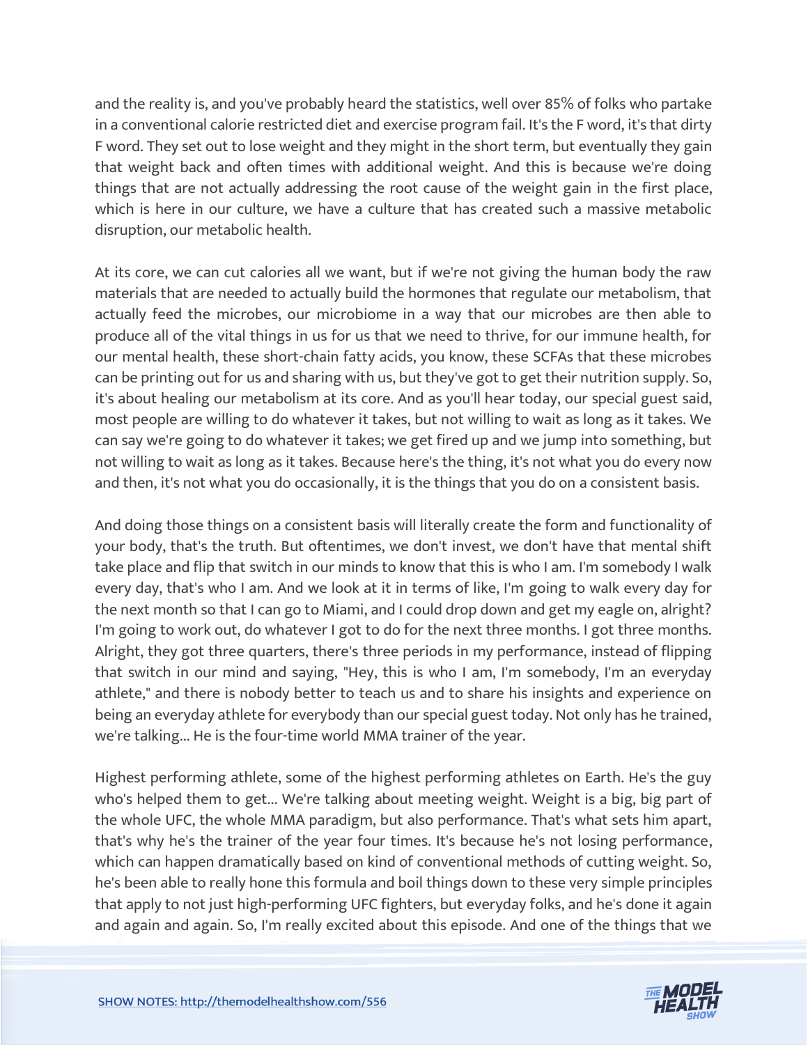and the reality is, and you've probably heard the statistics, well over 85% of folks who partake in a conventional calorie restricted diet and exercise program fail. It's the F word, it's that dirty F word. They set out to lose weight and they might in the short term, but eventually they gain that weight back and often times with additional weight. And this is because we're doing things that are not actually addressing the root cause of the weight gain in the first place, which is here in our culture, we have a culture that has created such a massive metabolic disruption, our metabolic health.

At its core, we can cut calories all we want, but if we're not giving the human body the raw materials that are needed to actually build the hormones that regulate our metabolism, that actually feed the microbes, our microbiome in a way that our microbes are then able to produce all of the vital things in us for us that we need to thrive, for our immune health, for our mental health, these short-chain fatty acids, you know, these SCFAs that these microbes can be printing out for us and sharing with us, but they've got to get their nutrition supply. So, it's about healing our metabolism at its core. And as you'll hear today, our special guest said, most people are willing to do whatever it takes, but not willing to wait as long as it takes. We can say we're going to do whatever it takes; we get fired up and we jump into something, but not willing to wait as long as it takes. Because here's the thing, it's not what you do every now and then, it's not what you do occasionally, it is the things that you do on a consistent basis.

And doing those things on a consistent basis will literally create the form and functionality of your body, that's the truth. But oftentimes, we don't invest, we don't have that mental shift take place and flip that switch in our minds to know that this is who I am. I'm somebody I walk every day, that's who I am. And we look at it in terms of like, I'm going to walk every day for the next month so that I can go to Miami, and I could drop down and get my eagle on, alright? I'm going to work out, do whatever I got to do for the next three months. I got three months. Alright, they got three quarters, there's three periods in my performance, instead of flipping that switch in our mind and saying, "Hey, this is who I am, I'm somebody, I'm an everyday athlete," and there is nobody better to teach us and to share his insights and experience on being an everyday athlete for everybody than our special guest today. Not only has he trained, we're talking... He is the four-time world MMA trainer of the year.

Highest performing athlete, some of the highest performing athletes on Earth. He's the guy who's helped them to get... We're talking about meeting weight. Weight is a big, big part of the whole UFC, the whole MMA paradigm, but also performance. That's what sets him apart, that's why he's the trainer of the year four times. It's because he's not losing performance, which can happen dramatically based on kind of conventional methods of cutting weight. So, he's been able to really hone this formula and boil things down to these very simple principles that apply to not just high-performing UFC fighters, but everyday folks, and he's done it again and again and again. So, I'm really excited about this episode. And one of the things that we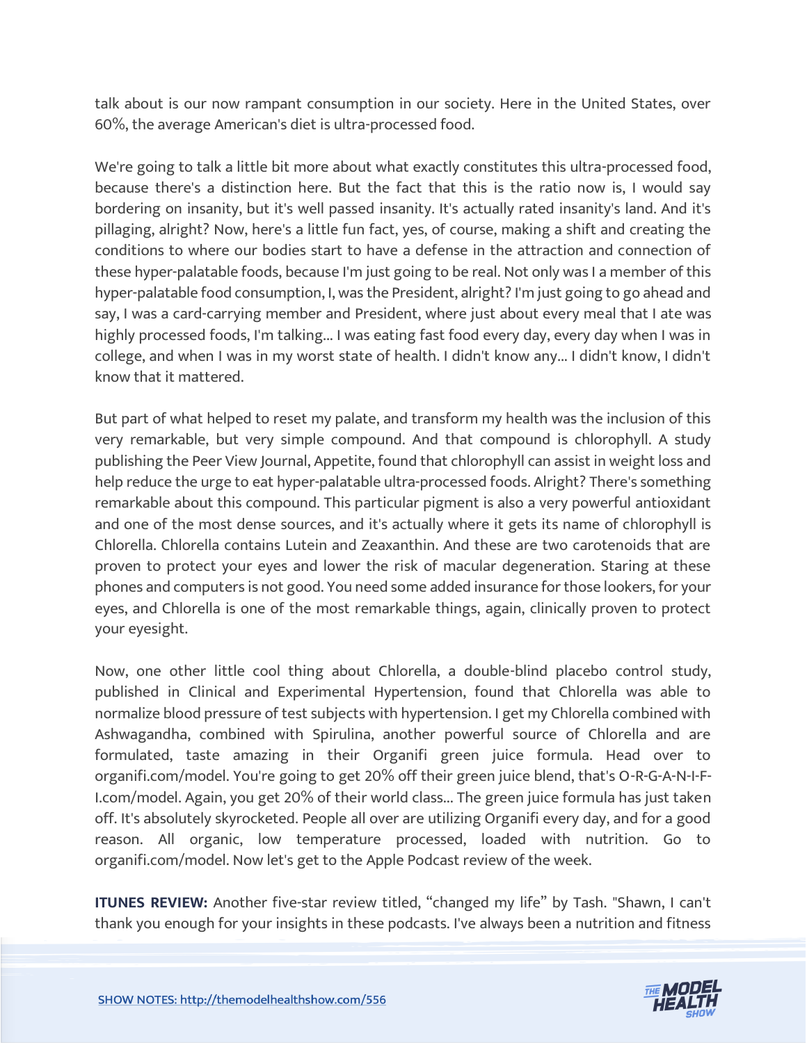talk about is our now rampant consumption in our society. Here in the United States, over 60%, the average American's diet is ultra-processed food.

We're going to talk a little bit more about what exactly constitutes this ultra-processed food, because there's a distinction here. But the fact that this is the ratio now is, I would say bordering on insanity, but it's well passed insanity. It's actually rated insanity's land. And it's pillaging, alright? Now, here's a little fun fact, yes, of course, making a shift and creating the conditions to where our bodies start to have a defense in the attraction and connection of these hyper-palatable foods, because I'm just going to be real. Not only was I a member of this hyper-palatable food consumption, I, was the President, alright? I'm just going to go ahead and say, I was a card-carrying member and President, where just about every meal that I ate was highly processed foods, I'm talking... I was eating fast food every day, every day when I was in college, and when I was in my worst state of health. I didn't know any... I didn't know, I didn't know that it mattered.

But part of what helped to reset my palate, and transform my health was the inclusion of this very remarkable, but very simple compound. And that compound is chlorophyll. A study publishing the Peer View Journal, Appetite, found that chlorophyll can assist in weight loss and help reduce the urge to eat hyper-palatable ultra-processed foods. Alright? There's something remarkable about this compound. This particular pigment is also a very powerful antioxidant and one of the most dense sources, and it's actually where it gets its name of chlorophyll is Chlorella. Chlorella contains Lutein and Zeaxanthin. And these are two carotenoids that are proven to protect your eyes and lower the risk of macular degeneration. Staring at these phones and computers is not good. You need some added insurance for those lookers, for your eyes, and Chlorella is one of the most remarkable things, again, clinically proven to protect your eyesight.

Now, one other little cool thing about Chlorella, a double-blind placebo control study, published in Clinical and Experimental Hypertension, found that Chlorella was able to normalize blood pressure of test subjects with hypertension. I get my Chlorella combined with Ashwagandha, combined with Spirulina, another powerful source of Chlorella and are formulated, taste amazing in their Organifi green juice formula. Head over to organifi.com/model. You're going to get 20% off their green juice blend, that's O-R-G-A-N-I-F-I.com/model. Again, you get 20% of their world class... The green juice formula has just taken off. It's absolutely skyrocketed. People all over are utilizing Organifi every day, and for a good reason. All organic, low temperature processed, loaded with nutrition. Go to organifi.com/model. Now let's get to the Apple Podcast review of the week.

**ITUNES REVIEW:** Another five-star review titled, "changed my life" by Tash. "Shawn, I can't thank you enough for your insights in these podcasts. I've always been a nutrition and fitness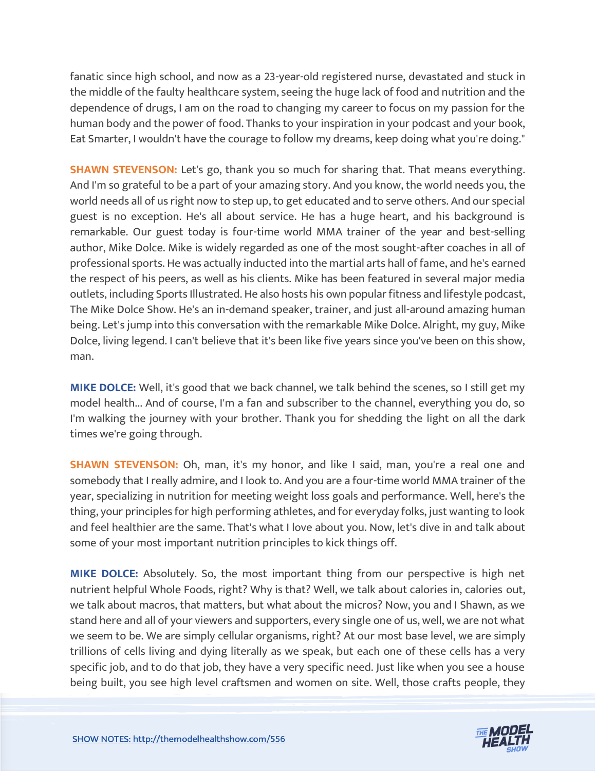fanatic since high school, and now as a 23-year-old registered nurse, devastated and stuck in the middle of the faulty healthcare system, seeing the huge lack of food and nutrition and the dependence of drugs, I am on the road to changing my career to focus on my passion for the human body and the power of food. Thanks to your inspiration in your podcast and your book, Eat Smarter, I wouldn't have the courage to follow my dreams, keep doing what you're doing."

**SHAWN STEVENSON:** Let's go, thank you so much for sharing that. That means everything. And I'm so grateful to be a part of your amazing story. And you know, the world needs you, the world needs all of us right now to step up, to get educated and to serve others. And our special guest is no exception. He's all about service. He has a huge heart, and his background is remarkable. Our guest today is four-time world MMA trainer of the year and best-selling author, Mike Dolce. Mike is widely regarded as one of the most sought-after coaches in all of professional sports. He was actually inducted into the martial arts hall of fame, and he's earned the respect of his peers, as well as his clients. Mike has been featured in several major media outlets, including Sports Illustrated. He also hosts his own popular fitness and lifestyle podcast, The Mike Dolce Show. He's an in-demand speaker, trainer, and just all-around amazing human being. Let's jump into this conversation with the remarkable Mike Dolce. Alright, my guy, Mike Dolce, living legend. I can't believe that it's been like five years since you've been on this show, man.

**MIKE DOLCE:** Well, it's good that we back channel, we talk behind the scenes, so I still get my model health... And of course, I'm a fan and subscriber to the channel, everything you do, so I'm walking the journey with your brother. Thank you for shedding the light on all the dark times we're going through.

**SHAWN STEVENSON:** Oh, man, it's my honor, and like I said, man, you're a real one and somebody that I really admire, and I look to. And you are a four-time world MMA trainer of the year, specializing in nutrition for meeting weight loss goals and performance. Well, here's the thing, your principles for high performing athletes, and for everyday folks, just wanting to look and feel healthier are the same. That's what I love about you. Now, let's dive in and talk about some of your most important nutrition principles to kick things off.

**MIKE DOLCE:** Absolutely. So, the most important thing from our perspective is high net nutrient helpful Whole Foods, right? Why is that? Well, we talk about calories in, calories out, we talk about macros, that matters, but what about the micros? Now, you and I Shawn, as we stand here and all of your viewers and supporters, every single one of us, well, we are not what we seem to be. We are simply cellular organisms, right? At our most base level, we are simply trillions of cells living and dying literally as we speak, but each one of these cells has a very specific job, and to do that job, they have a very specific need. Just like when you see a house being built, you see high level craftsmen and women on site. Well, those crafts people, they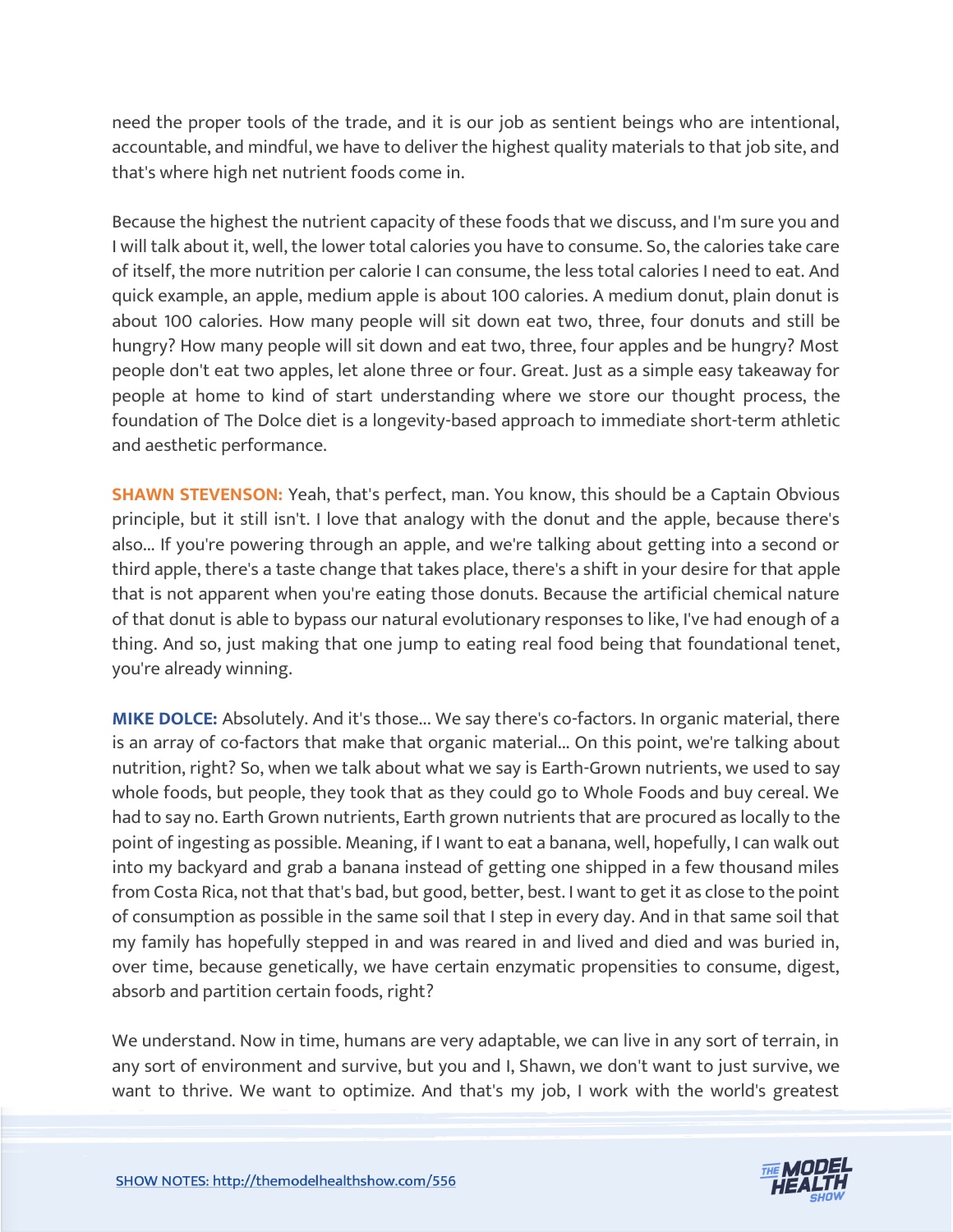need the proper tools of the trade, and it is our job as sentient beings who are intentional, accountable, and mindful, we have to deliver the highest quality materials to that job site, and that's where high net nutrient foods come in.

Because the highest the nutrient capacity of these foods that we discuss, and I'm sure you and I will talk about it, well, the lower total calories you have to consume. So, the calories take care of itself, the more nutrition per calorie I can consume, the less total calories I need to eat. And quick example, an apple, medium apple is about 100 calories. A medium donut, plain donut is about 100 calories. How many people will sit down eat two, three, four donuts and still be hungry? How many people will sit down and eat two, three, four apples and be hungry? Most people don't eat two apples, let alone three or four. Great. Just as a simple easy takeaway for people at home to kind of start understanding where we store our thought process, the foundation of The Dolce diet is a longevity-based approach to immediate short-term athletic and aesthetic performance.

**SHAWN STEVENSON:** Yeah, that's perfect, man. You know, this should be a Captain Obvious principle, but it still isn't. I love that analogy with the donut and the apple, because there's also... If you're powering through an apple, and we're talking about getting into a second or third apple, there's a taste change that takes place, there's a shift in your desire for that apple that is not apparent when you're eating those donuts. Because the artificial chemical nature of that donut is able to bypass our natural evolutionary responses to like, I've had enough of a thing. And so, just making that one jump to eating real food being that foundational tenet, you're already winning.

**MIKE DOLCE:** Absolutely. And it's those... We say there's co-factors. In organic material, there is an array of co-factors that make that organic material... On this point, we're talking about nutrition, right? So, when we talk about what we say is Earth-Grown nutrients, we used to say whole foods, but people, they took that as they could go to Whole Foods and buy cereal. We had to say no. Earth Grown nutrients, Earth grown nutrients that are procured as locally to the point of ingesting as possible. Meaning, if I want to eat a banana, well, hopefully, I can walk out into my backyard and grab a banana instead of getting one shipped in a few thousand miles from Costa Rica, not that that's bad, but good, better, best. I want to get it as close to the point of consumption as possible in the same soil that I step in every day. And in that same soil that my family has hopefully stepped in and was reared in and lived and died and was buried in, over time, because genetically, we have certain enzymatic propensities to consume, digest, absorb and partition certain foods, right?

We understand. Now in time, humans are very adaptable, we can live in any sort of terrain, in any sort of environment and survive, but you and I, Shawn, we don't want to just survive, we want to thrive. We want to optimize. And that's my job, I work with the world's greatest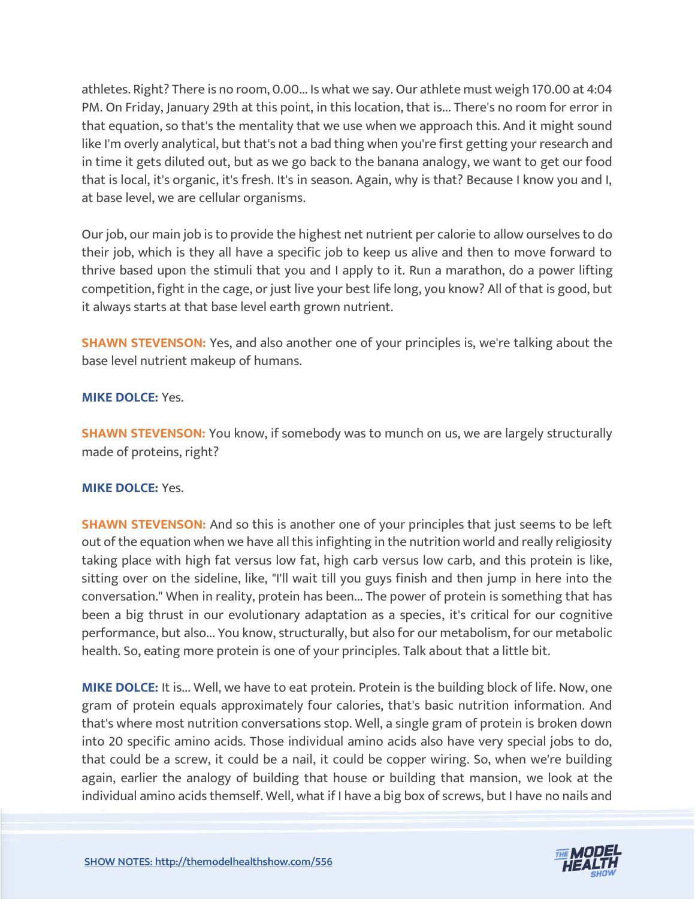athletes. Right? There is no room, 0.00... Is what we say. Our athlete must weigh 170.00 at 4:04 PM. On Friday, January 29th at this point, in this location, that is... There's no room for error in that equation, so that's the mentality that we use when we approach this. And it might sound like I'm overly analytical, but that's not a bad thing when you're first getting your research and in time it gets diluted out, but as we go back to the banana analogy, we want to get our food that is local, it's organic, it's fresh. It's in season. Again, why is that? Because I know you and I, at base level, we are cellular organisms.

Our job, our main job is to provide the highest net nutrient per calorie to allow ourselves to do their job, which is they all have a specific job to keep us alive and then to move forward to thrive based upon the stimuli that you and I apply to it. Run a marathon, do a power lifting competition, fight in the cage, or just live your best life long, you know? All of that is good, but it always starts at that base level earth grown nutrient.

**SHAWN STEVENSON:** Yes, and also another one of your principles is, we're talking about the base level nutrient makeup of humans.

**MIKE DOLCE:** Yes.

**SHAWN STEVENSON:** You know, if somebody was to munch on us, we are largely structurally made of proteins, right?

**MIKE DOLCE:** Yes.

**SHAWN STEVENSON:** And so this is another one of your principles that just seems to be left out of the equation when we have all this infighting in the nutrition world and really religiosity taking place with high fat versus low fat, high carb versus low carb, and this protein is like, sitting over on the sideline, like, "I'll wait till you guys finish and then jump in here into the conversation." When in reality, protein has been... The power of protein is something that has been a big thrust in our evolutionary adaptation as a species, it's critical for our cognitive performance, but also... You know, structurally, but also for our metabolism, for our metabolic health. So, eating more protein is one of your principles. Talk about that a little bit.

**MIKE DOLCE:** It is... Well, we have to eat protein. Protein is the building block of life. Now, one gram of protein equals approximately four calories, that's basic nutrition information. And that's where most nutrition conversations stop. Well, a single gram of protein is broken down into 20 specific amino acids. Those individual amino acids also have very special jobs to do, that could be a screw, it could be a nail, it could be copper wiring. So, when we're building again, earlier the analogy of building that house or building that mansion, we look at the individual amino acids themself. Well, what if I have a big box of screws, but I have no nails and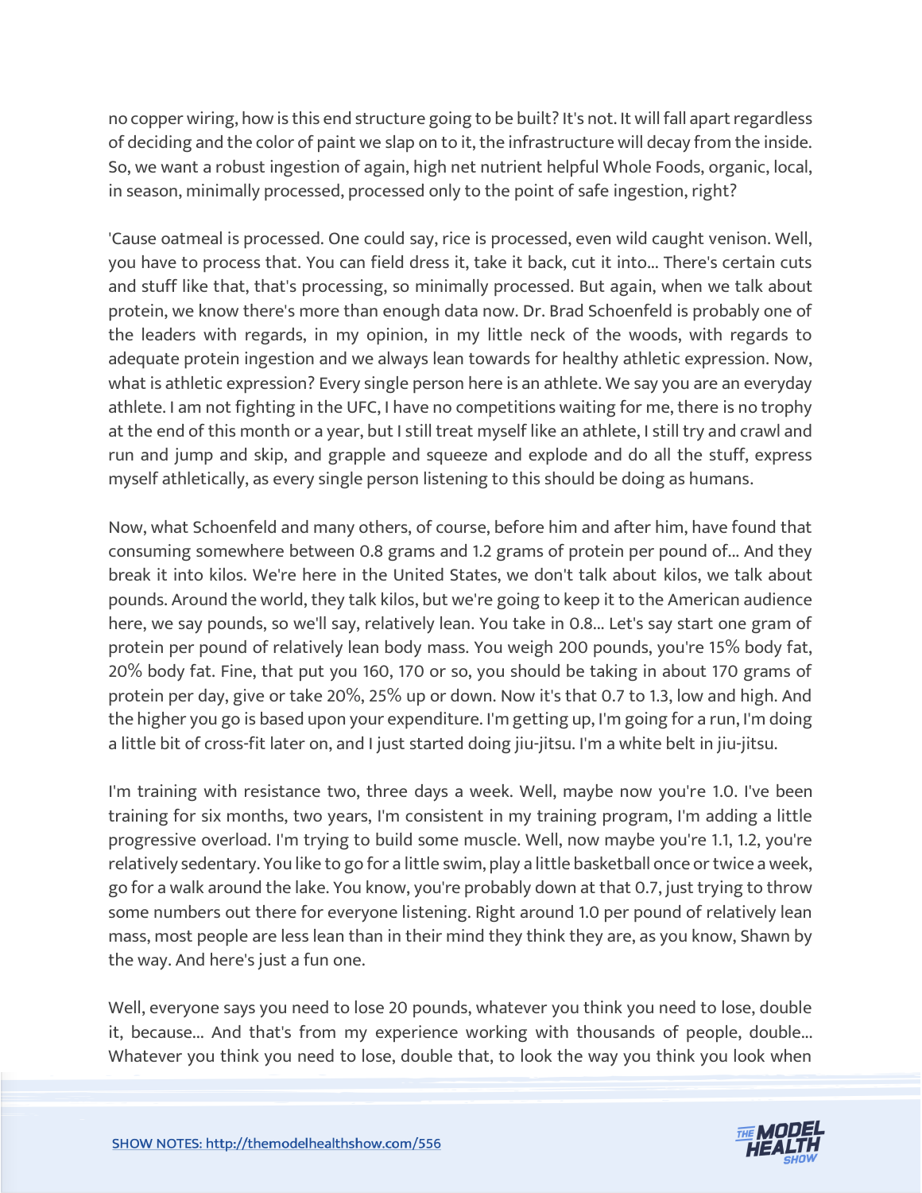no copper wiring, how is this end structure going to be built? It's not. It will fall apart regardless of deciding and the color of paint we slap on to it, the infrastructure will decay from the inside. So, we want a robust ingestion of again, high net nutrient helpful Whole Foods, organic, local, in season, minimally processed, processed only to the point of safe ingestion, right?

'Cause oatmeal is processed. One could say, rice is processed, even wild caught venison. Well, you have to process that. You can field dress it, take it back, cut it into... There's certain cuts and stuff like that, that's processing, so minimally processed. But again, when we talk about protein, we know there's more than enough data now. Dr. Brad Schoenfeld is probably one of the leaders with regards, in my opinion, in my little neck of the woods, with regards to adequate protein ingestion and we always lean towards for healthy athletic expression. Now, what is athletic expression? Every single person here is an athlete. We say you are an everyday athlete. I am not fighting in the UFC, I have no competitions waiting for me, there is no trophy at the end of this month or a year, but I still treat myself like an athlete, I still try and crawl and run and jump and skip, and grapple and squeeze and explode and do all the stuff, express myself athletically, as every single person listening to this should be doing as humans.

Now, what Schoenfeld and many others, of course, before him and after him, have found that consuming somewhere between 0.8 grams and 1.2 grams of protein per pound of... And they break it into kilos. We're here in the United States, we don't talk about kilos, we talk about pounds. Around the world, they talk kilos, but we're going to keep it to the American audience here, we say pounds, so we'll say, relatively lean. You take in 0.8... Let's say start one gram of protein per pound of relatively lean body mass. You weigh 200 pounds, you're 15% body fat, 20% body fat. Fine, that put you 160, 170 or so, you should be taking in about 170 grams of protein per day, give or take 20%, 25% up or down. Now it's that 0.7 to 1.3, low and high. And the higher you go is based upon your expenditure. I'm getting up, I'm going for a run, I'm doing a little bit of cross-fit later on, and I just started doing jiu-jitsu. I'm a white belt in jiu-jitsu.

I'm training with resistance two, three days a week. Well, maybe now you're 1.0. I've been training for six months, two years, I'm consistent in my training program, I'm adding a little progressive overload. I'm trying to build some muscle. Well, now maybe you're 1.1, 1.2, you're relatively sedentary. You like to go for a little swim, play a little basketball once or twice a week, go for a walk around the lake. You know, you're probably down at that 0.7, just trying to throw some numbers out there for everyone listening. Right around 1.0 per pound of relatively lean mass, most people are less lean than in their mind they think they are, as you know, Shawn by the way. And here's just a fun one.

Well, everyone says you need to lose 20 pounds, whatever you think you need to lose, double it, because... And that's from my experience working with thousands of people, double... Whatever you think you need to lose, double that, to look the way you think you look when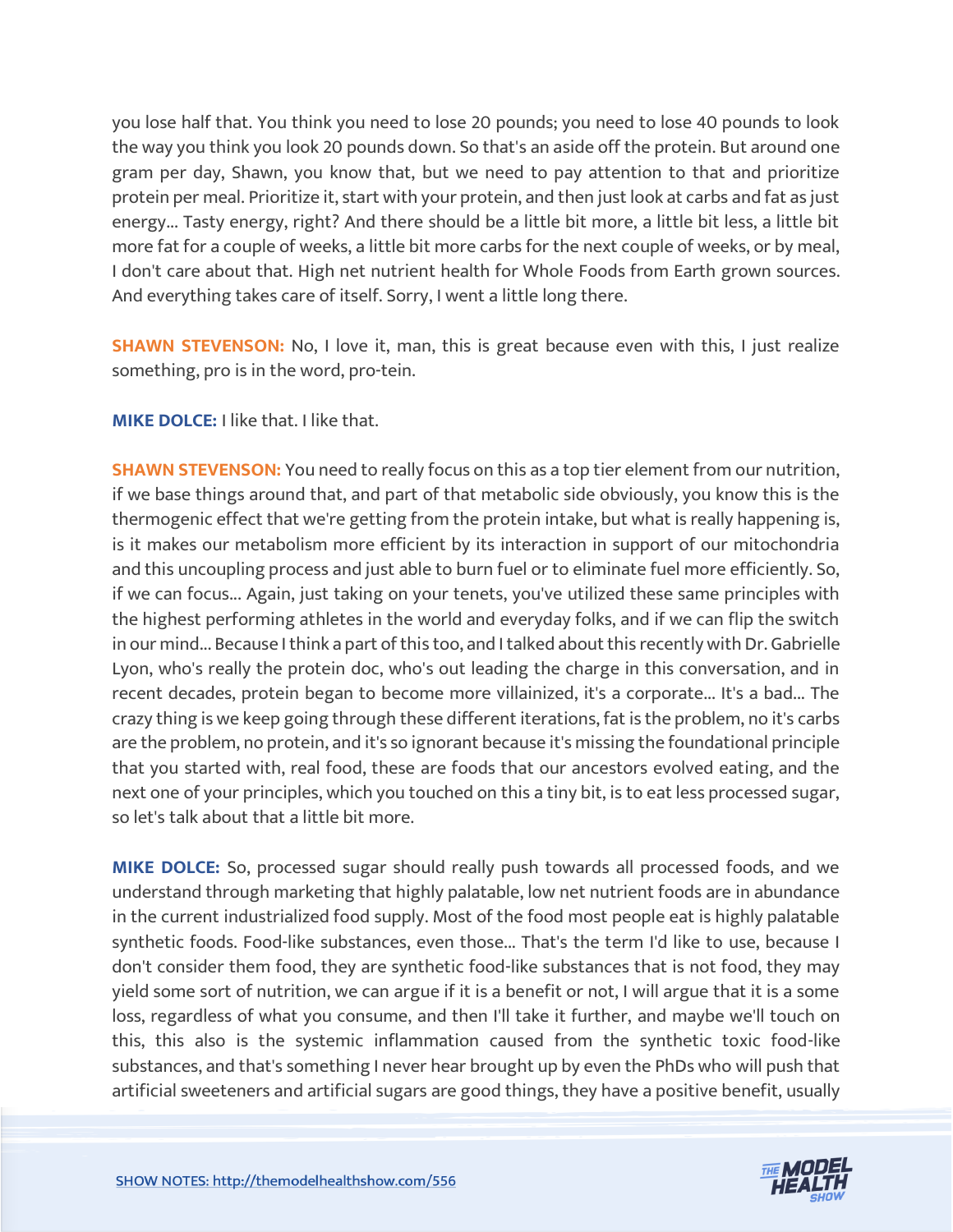you lose half that. You think you need to lose 20 pounds; you need to lose 40 pounds to look the way you think you look 20 pounds down. So that's an aside off the protein. But around one gram per day, Shawn, you know that, but we need to pay attention to that and prioritize protein per meal. Prioritize it, start with your protein, and then just look at carbs and fat as just energy... Tasty energy, right? And there should be a little bit more, a little bit less, a little bit more fat for a couple of weeks, a little bit more carbs for the next couple of weeks, or by meal, I don't care about that. High net nutrient health for Whole Foods from Earth grown sources. And everything takes care of itself. Sorry, I went a little long there.

**SHAWN STEVENSON:** No, I love it, man, this is great because even with this, I just realize something, pro is in the word, pro-tein.

**MIKE DOLCE:** I like that. I like that.

**SHAWN STEVENSON:** You need to really focus on this as a top tier element from our nutrition, if we base things around that, and part of that metabolic side obviously, you know this is the thermogenic effect that we're getting from the protein intake, but what is really happening is, is it makes our metabolism more efficient by its interaction in support of our mitochondria and this uncoupling process and just able to burn fuel or to eliminate fuel more efficiently. So, if we can focus... Again, just taking on your tenets, you've utilized these same principles with the highest performing athletes in the world and everyday folks, and if we can flip the switch in our mind... Because I think a part of this too, and I talked about this recently with Dr. Gabrielle Lyon, who's really the protein doc, who's out leading the charge in this conversation, and in recent decades, protein began to become more villainized, it's a corporate... It's a bad... The crazy thing is we keep going through these different iterations, fat is the problem, no it's carbs are the problem, no protein, and it's so ignorant because it's missing the foundational principle that you started with, real food, these are foods that our ancestors evolved eating, and the next one of your principles, which you touched on this a tiny bit, is to eat less processed sugar, so let's talk about that a little bit more.

**MIKE DOLCE:** So, processed sugar should really push towards all processed foods, and we understand through marketing that highly palatable, low net nutrient foods are in abundance in the current industrialized food supply. Most of the food most people eat is highly palatable synthetic foods. Food-like substances, even those... That's the term I'd like to use, because I don't consider them food, they are synthetic food-like substances that is not food, they may yield some sort of nutrition, we can argue if it is a benefit or not, I will argue that it is a some loss, regardless of what you consume, and then I'll take it further, and maybe we'll touch on this, this also is the systemic inflammation caused from the synthetic toxic food-like substances, and that's something I never hear brought up by even the PhDs who will push that artificial sweeteners and artificial sugars are good things, they have a positive benefit, usually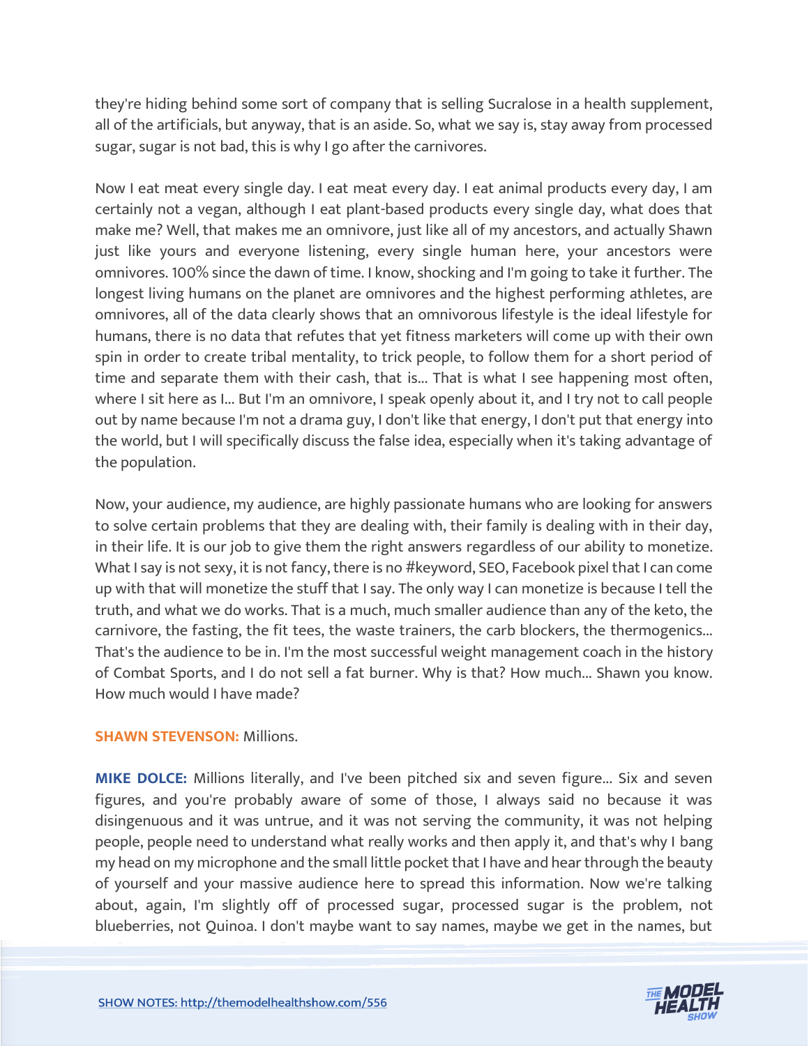they're hiding behind some sort of company that is selling Sucralose in a health supplement, all of the artificials, but anyway, that is an aside. So, what we say is, stay away from processed sugar, sugar is not bad, this is why I go after the carnivores.

Now I eat meat every single day. I eat meat every day. I eat animal products every day, I am certainly not a vegan, although I eat plant-based products every single day, what does that make me? Well, that makes me an omnivore, just like all of my ancestors, and actually Shawn just like yours and everyone listening, every single human here, your ancestors were omnivores. 100% since the dawn of time. I know, shocking and I'm going to take it further. The longest living humans on the planet are omnivores and the highest performing athletes, are omnivores, all of the data clearly shows that an omnivorous lifestyle is the ideal lifestyle for humans, there is no data that refutes that yet fitness marketers will come up with their own spin in order to create tribal mentality, to trick people, to follow them for a short period of time and separate them with their cash, that is... That is what I see happening most often, where I sit here as I... But I'm an omnivore, I speak openly about it, and I try not to call people out by name because I'm not a drama guy, I don't like that energy, I don't put that energy into the world, but I will specifically discuss the false idea, especially when it's taking advantage of the population.

Now, your audience, my audience, are highly passionate humans who are looking for answers to solve certain problems that they are dealing with, their family is dealing with in their day, in their life. It is our job to give them the right answers regardless of our ability to monetize. What I say is not sexy, it is not fancy, there is no #keyword, SEO, Facebook pixel that I can come up with that will monetize the stuff that I say. The only way I can monetize is because I tell the truth, and what we do works. That is a much, much smaller audience than any of the keto, the carnivore, the fasting, the fit tees, the waste trainers, the carb blockers, the thermogenics... That's the audience to be in. I'm the most successful weight management coach in the history of Combat Sports, and I do not sell a fat burner. Why is that? How much... Shawn you know. How much would I have made?

**SHAWN STEVENSON:** Millions.

**MIKE DOLCE:** Millions literally, and I've been pitched six and seven figure... Six and seven figures, and you're probably aware of some of those, I always said no because it was disingenuous and it was untrue, and it was not serving the community, it was not helping people, people need to understand what really works and then apply it, and that's why I bang my head on my microphone and the small little pocket that I have and hear through the beauty of yourself and your massive audience here to spread this information. Now we're talking about, again, I'm slightly off of processed sugar, processed sugar is the problem, not blueberries, not Quinoa. I don't maybe want to say names, maybe we get in the names, but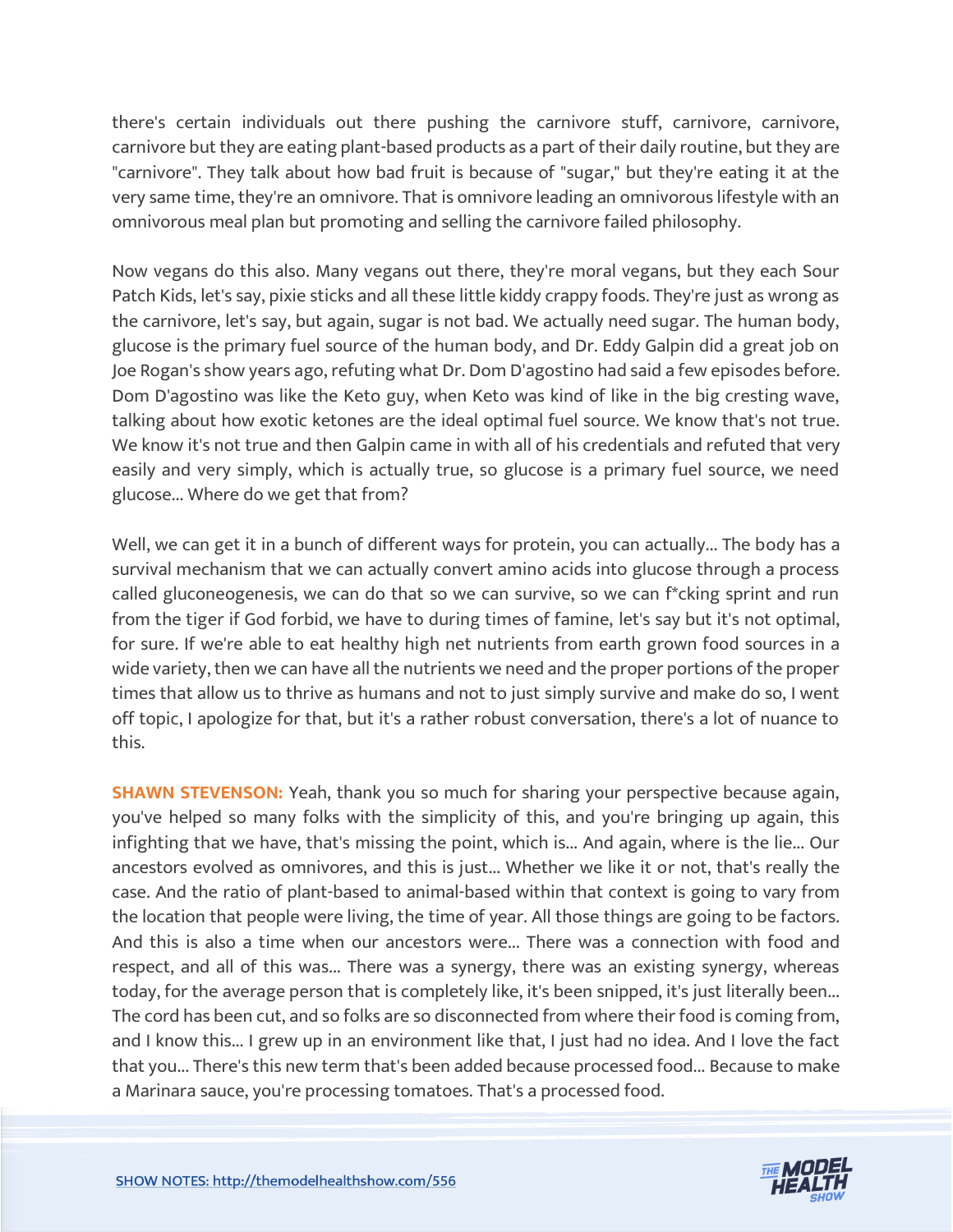there's certain individuals out there pushing the carnivore stuff, carnivore, carnivore, carnivore but they are eating plant-based products as a part of their daily routine, but they are "carnivore". They talk about how bad fruit is because of "sugar," but they're eating it at the very same time, they're an omnivore. That is omnivore leading an omnivorous lifestyle with an omnivorous meal plan but promoting and selling the carnivore failed philosophy.

Now vegans do this also. Many vegans out there, they're moral vegans, but they each Sour Patch Kids, let's say, pixie sticks and all these little kiddy crappy foods. They're just as wrong as the carnivore, let's say, but again, sugar is not bad. We actually need sugar. The human body, glucose is the primary fuel source of the human body, and Dr. Eddy Galpin did a great job on Joe Rogan's show years ago, refuting what Dr. Dom D'agostino had said a few episodes before. Dom D'agostino was like the Keto guy, when Keto was kind of like in the big cresting wave, talking about how exotic ketones are the ideal optimal fuel source. We know that's not true. We know it's not true and then Galpin came in with all of his credentials and refuted that very easily and very simply, which is actually true, so glucose is a primary fuel source, we need glucose... Where do we get that from?

Well, we can get it in a bunch of different ways for protein, you can actually... The body has a survival mechanism that we can actually convert amino acids into glucose through a process called gluconeogenesis, we can do that so we can survive, so we can f*cking sprint and run from the tiger if God forbid, we have to during times of famine, let's say but it's not optimal, for sure. If we're able to eat healthy high net nutrients from earth grown food sources in a wide variety, then we can have all the nutrients we need and the proper portions of the proper times that allow us to thrive as humans and not to just simply survive and make do so, I went off topic, I apologize for that, but it's a rather robust conversation, there's a lot of nuance to this.

**SHAWN STEVENSON:** Yeah, thank you so much for sharing your perspective because again, you've helped so many folks with the simplicity of this, and you're bringing up again, this infighting that we have, that's missing the point, which is... And again, where is the lie... Our ancestors evolved as omnivores, and this is just... Whether we like it or not, that's really the case. And the ratio of plant-based to animal-based within that context is going to vary from the location that people were living, the time of year. All those things are going to be factors. And this is also a time when our ancestors were... There was a connection with food and respect, and all of this was... There was a synergy, there was an existing synergy, whereas today, for the average person that is completely like, it's been snipped, it's just literally been... The cord has been cut, and so folks are so disconnected from where their food is coming from, and I know this... I grew up in an environment like that, I just had no idea. And I love the fact that you... There's this new term that's been added because processed food... Because to make a Marinara sauce, you're processing tomatoes. That's a processed food.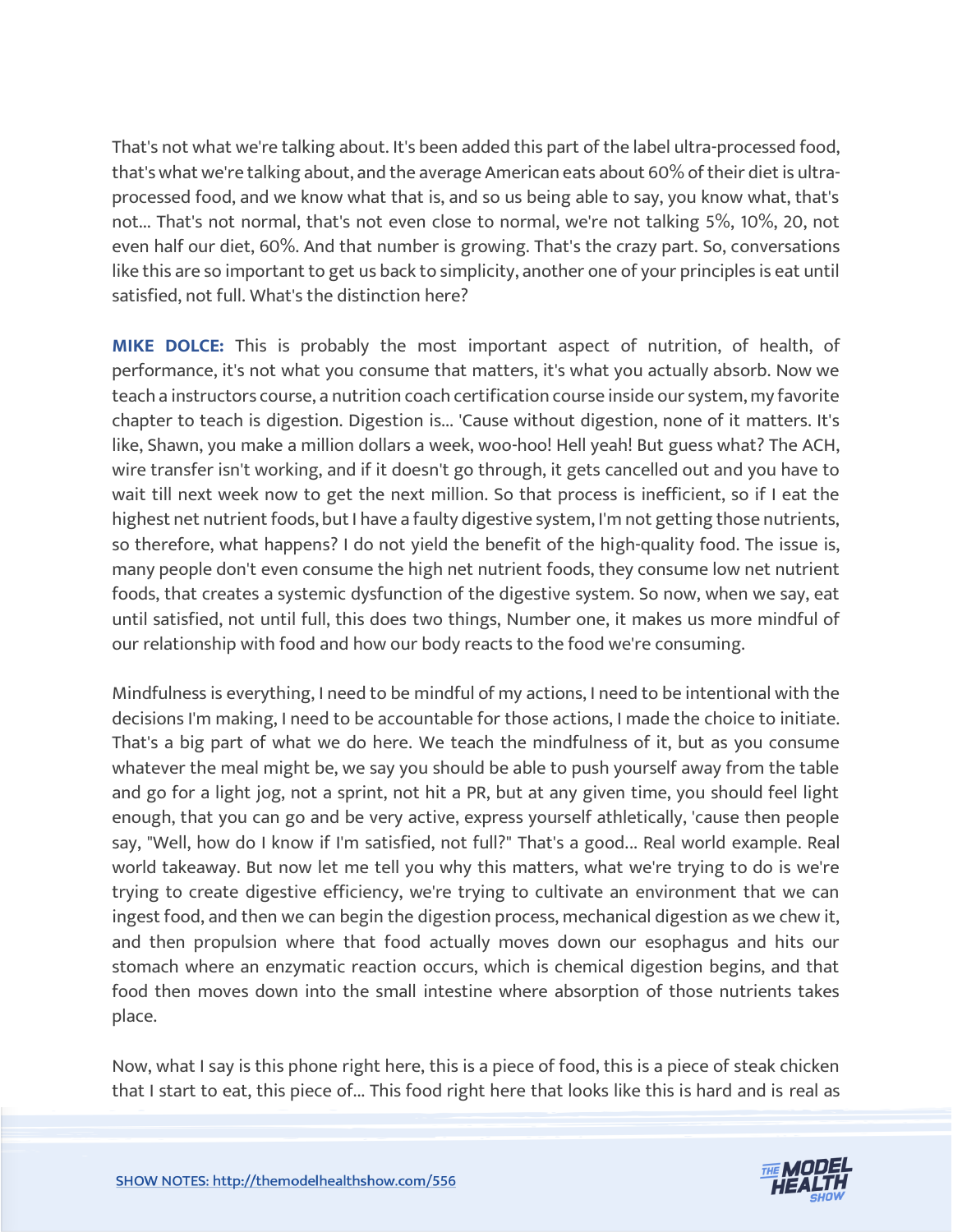That's not what we're talking about. It's been added this part of the label ultra-processed food, that's what we're talking about, and the average American eats about 60% of their diet is ultra-processed food, and we know what that is, and so us being able to say, you know what, that's not... That's not normal, that's not even close to normal, we're not talking 5%, 10%, 20, not even half our diet, 60%. And that number is growing. That's the crazy part. So, conversations like this are so important to get us back to simplicity, another one of your principles is eat until satisfied, not full. What's the distinction here?

**MIKE DOLCE:** This is probably the most important aspect of nutrition, of health, of performance, it's not what you consume that matters, it's what you actually absorb. Now we teach a instructors course, a nutrition coach certification course inside our system, my favorite chapter to teach is digestion. Digestion is... 'Cause without digestion, none of it matters. It's like, Shawn, you make a million dollars a week, woo-hoo! Hell yeah! But guess what? The ACH, wire transfer isn't working, and if it doesn't go through, it gets cancelled out and you have to wait till next week now to get the next million. So that process is inefficient, so if I eat the highest net nutrient foods, but I have a faulty digestive system, I'm not getting those nutrients, so therefore, what happens? I do not yield the benefit of the high-quality food. The issue is, many people don't even consume the high net nutrient foods, they consume low net nutrient foods, that creates a systemic dysfunction of the digestive system. So now, when we say, eat until satisfied, not until full, this does two things, Number one, it makes us more mindful of our relationship with food and how our body reacts to the food we're consuming.

Mindfulness is everything, I need to be mindful of my actions, I need to be intentional with the decisions I'm making, I need to be accountable for those actions, I made the choice to initiate. That's a big part of what we do here. We teach the mindfulness of it, but as you consume whatever the meal might be, we say you should be able to push yourself away from the table and go for a light jog, not a sprint, not hit a PR, but at any given time, you should feel light enough, that you can go and be very active, express yourself athletically, 'cause then people say, "Well, how do I know if I'm satisfied, not full?" That's a good... Real world example. Real world takeaway. But now let me tell you why this matters, what we're trying to do is we're trying to create digestive efficiency, we're trying to cultivate an environment that we can ingest food, and then we can begin the digestion process, mechanical digestion as we chew it, and then propulsion where that food actually moves down our esophagus and hits our stomach where an enzymatic reaction occurs, which is chemical digestion begins, and that food then moves down into the small intestine where absorption of those nutrients takes place.

Now, what I say is this phone right here, this is a piece of food, this is a piece of steak chicken that I start to eat, this piece of... This food right here that looks like this is hard and is real as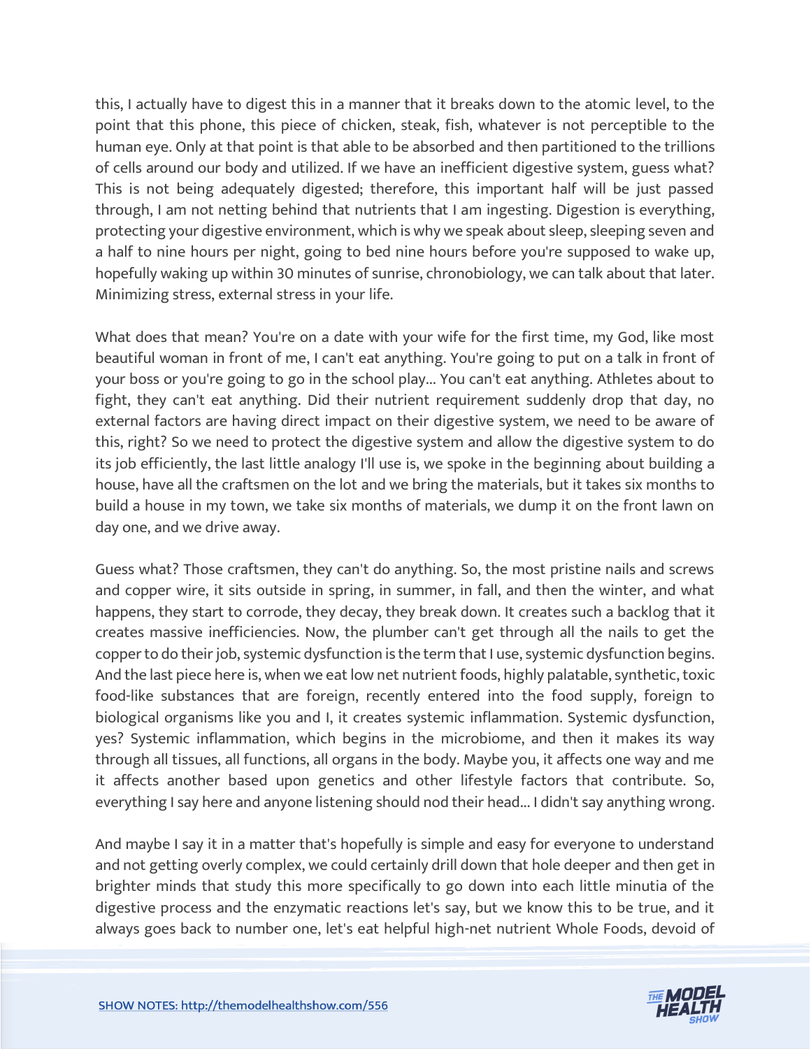this, I actually have to digest this in a manner that it breaks down to the atomic level, to the point that this phone, this piece of chicken, steak, fish, whatever is not perceptible to the human eye. Only at that point is that able to be absorbed and then partitioned to the trillions of cells around our body and utilized. If we have an inefficient digestive system, guess what? This is not being adequately digested; therefore, this important half will be just passed through, I am not netting behind that nutrients that I am ingesting. Digestion is everything, protecting your digestive environment, which is why we speak about sleep, sleeping seven and a half to nine hours per night, going to bed nine hours before you're supposed to wake up, hopefully waking up within 30 minutes of sunrise, chronobiology, we can talk about that later. Minimizing stress, external stress in your life.

What does that mean? You're on a date with your wife for the first time, my God, like most beautiful woman in front of me, I can't eat anything. You're going to put on a talk in front of your boss or you're going to go in the school play... You can't eat anything. Athletes about to fight, they can't eat anything. Did their nutrient requirement suddenly drop that day, no external factors are having direct impact on their digestive system, we need to be aware of this, right? So we need to protect the digestive system and allow the digestive system to do its job efficiently, the last little analogy I'll use is, we spoke in the beginning about building a house, have all the craftsmen on the lot and we bring the materials, but it takes six months to build a house in my town, we take six months of materials, we dump it on the front lawn on day one, and we drive away.

Guess what? Those craftsmen, they can't do anything. So, the most pristine nails and screws and copper wire, it sits outside in spring, in summer, in fall, and then the winter, and what happens, they start to corrode, they decay, they break down. It creates such a backlog that it creates massive inefficiencies. Now, the plumber can't get through all the nails to get the copper to do their job, systemic dysfunction is the term that I use, systemic dysfunction begins. And the last piece here is, when we eat low net nutrient foods, highly palatable, synthetic, toxic food-like substances that are foreign, recently entered into the food supply, foreign to biological organisms like you and I, it creates systemic inflammation. Systemic dysfunction, yes? Systemic inflammation, which begins in the microbiome, and then it makes its way through all tissues, all functions, all organs in the body. Maybe you, it affects one way and me it affects another based upon genetics and other lifestyle factors that contribute. So, everything I say here and anyone listening should nod their head... I didn't say anything wrong.

And maybe I say it in a matter that's hopefully is simple and easy for everyone to understand and not getting overly complex, we could certainly drill down that hole deeper and then get in brighter minds that study this more specifically to go down into each little minutia of the digestive process and the enzymatic reactions let's say, but we know this to be true, and it always goes back to number one, let's eat helpful high-net nutrient Whole Foods, devoid of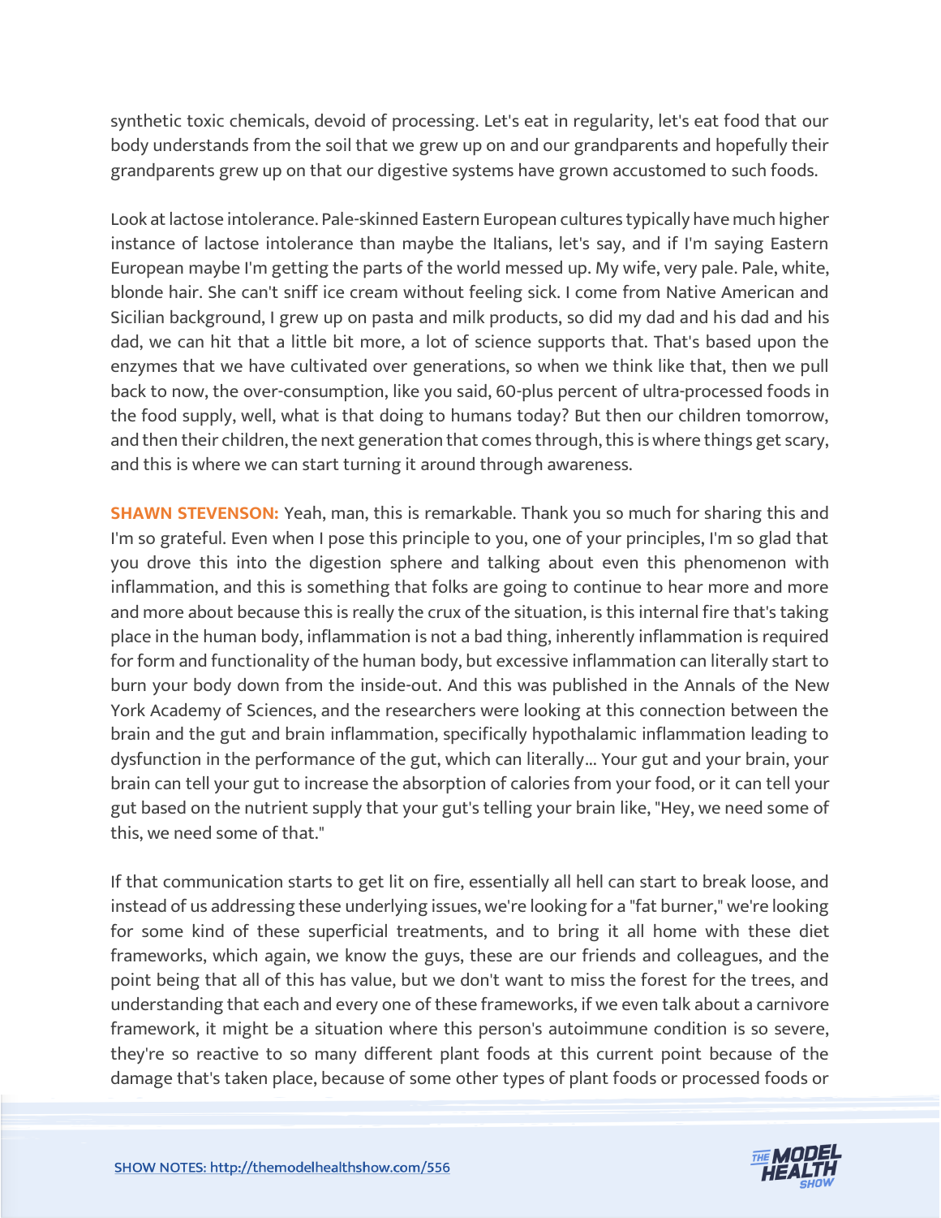synthetic toxic chemicals, devoid of processing. Let's eat in regularity, let's eat food that our body understands from the soil that we grew up on and our grandparents and hopefully their grandparents grew up on that our digestive systems have grown accustomed to such foods.

Look at lactose intolerance. Pale-skinned Eastern European cultures typically have much higher instance of lactose intolerance than maybe the Italians, let's say, and if I'm saying Eastern European maybe I'm getting the parts of the world messed up. My wife, very pale. Pale, white, blonde hair. She can't sniff ice cream without feeling sick. I come from Native American and Sicilian background, I grew up on pasta and milk products, so did my dad and his dad and his dad, we can hit that a little bit more, a lot of science supports that. That's based upon the enzymes that we have cultivated over generations, so when we think like that, then we pull back to now, the over-consumption, like you said, 60-plus percent of ultra-processed foods in the food supply, well, what is that doing to humans today? But then our children tomorrow, and then their children, the next generation that comes through, this is where things get scary, and this is where we can start turning it around through awareness.

**SHAWN STEVENSON:** Yeah, man, this is remarkable. Thank you so much for sharing this and I'm so grateful. Even when I pose this principle to you, one of your principles, I'm so glad that you drove this into the digestion sphere and talking about even this phenomenon with inflammation, and this is something that folks are going to continue to hear more and more and more about because this is really the crux of the situation, is this internal fire that's taking place in the human body, inflammation is not a bad thing, inherently inflammation is required for form and functionality of the human body, but excessive inflammation can literally start to burn your body down from the inside-out. And this was published in the Annals of the New York Academy of Sciences, and the researchers were looking at this connection between the brain and the gut and brain inflammation, specifically hypothalamic inflammation leading to dysfunction in the performance of the gut, which can literally... Your gut and your brain, your brain can tell your gut to increase the absorption of calories from your food, or it can tell your gut based on the nutrient supply that your gut's telling your brain like, "Hey, we need some of this, we need some of that."

If that communication starts to get lit on fire, essentially all hell can start to break loose, and instead of us addressing these underlying issues, we're looking for a "fat burner," we're looking for some kind of these superficial treatments, and to bring it all home with these diet frameworks, which again, we know the guys, these are our friends and colleagues, and the point being that all of this has value, but we don't want to miss the forest for the trees, and understanding that each and every one of these frameworks, if we even talk about a carnivore framework, it might be a situation where this person's autoimmune condition is so severe, they're so reactive to so many different plant foods at this current point because of the damage that's taken place, because of some other types of plant foods or processed foods or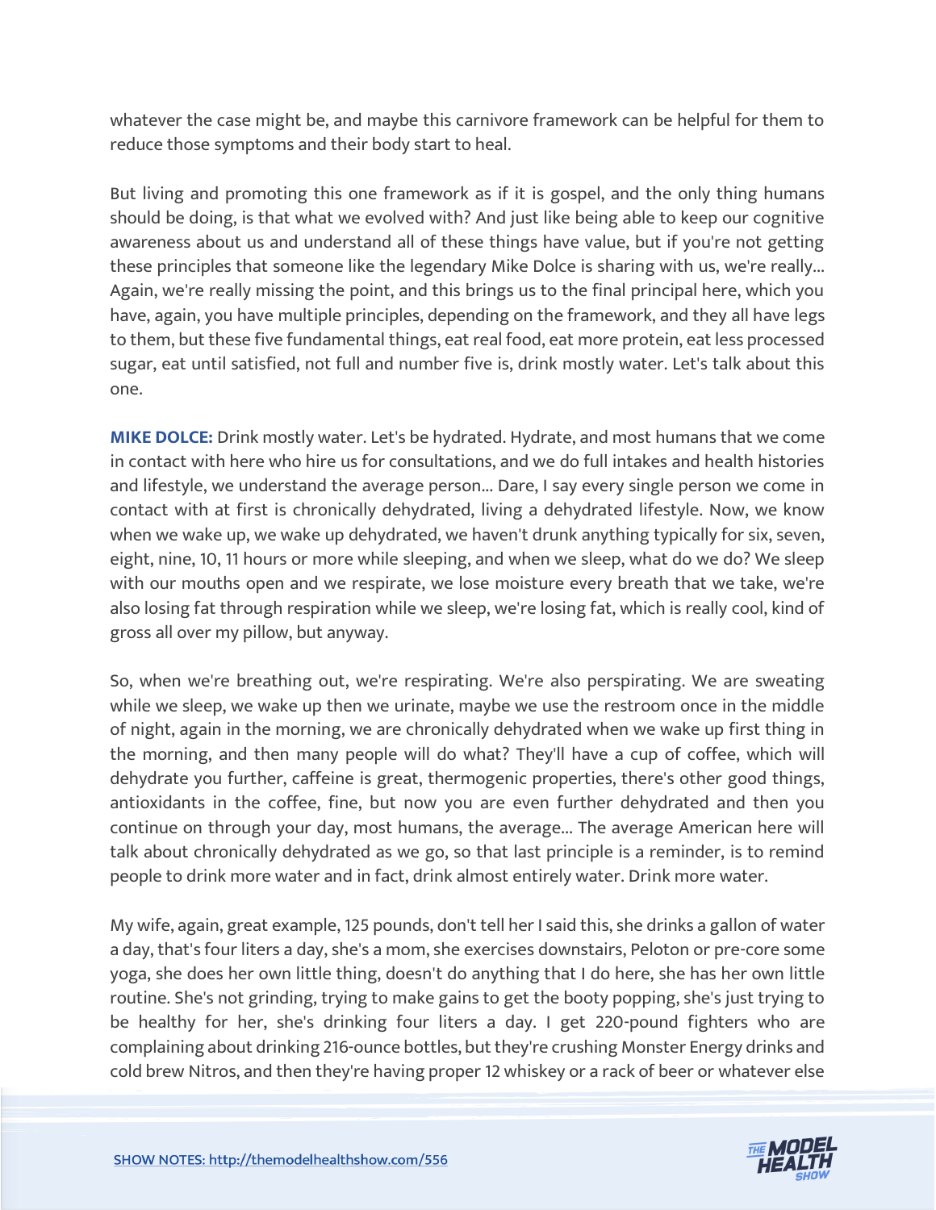whatever the case might be, and maybe this carnivore framework can be helpful for them to reduce those symptoms and their body start to heal.

But living and promoting this one framework as if it is gospel, and the only thing humans should be doing, is that what we evolved with? And just like being able to keep our cognitive awareness about us and understand all of these things have value, but if you're not getting these principles that someone like the legendary Mike Dolce is sharing with us, we're really... Again, we're really missing the point, and this brings us to the final principal here, which you have, again, you have multiple principles, depending on the framework, and they all have legs to them, but these five fundamental things, eat real food, eat more protein, eat less processed sugar, eat until satisfied, not full and number five is, drink mostly water. Let's talk about this one.

**MIKE DOLCE:** Drink mostly water. Let's be hydrated. Hydrate, and most humans that we come in contact with here who hire us for consultations, and we do full intakes and health histories and lifestyle, we understand the average person... Dare, I say every single person we come in contact with at first is chronically dehydrated, living a dehydrated lifestyle. Now, we know when we wake up, we wake up dehydrated, we haven't drunk anything typically for six, seven, eight, nine, 10, 11 hours or more while sleeping, and when we sleep, what do we do? We sleep with our mouths open and we respirate, we lose moisture every breath that we take, we're also losing fat through respiration while we sleep, we're losing fat, which is really cool, kind of gross all over my pillow, but anyway.

So, when we're breathing out, we're respirating. We're also perspirating. We are sweating while we sleep, we wake up then we urinate, maybe we use the restroom once in the middle of night, again in the morning, we are chronically dehydrated when we wake up first thing in the morning, and then many people will do what? They'll have a cup of coffee, which will dehydrate you further, caffeine is great, thermogenic properties, there's other good things, antioxidants in the coffee, fine, but now you are even further dehydrated and then you continue on through your day, most humans, the average... The average American here will talk about chronically dehydrated as we go, so that last principle is a reminder, is to remind people to drink more water and in fact, drink almost entirely water. Drink more water.

My wife, again, great example, 125 pounds, don't tell her I said this, she drinks a gallon of water a day, that's four liters a day, she's a mom, she exercises downstairs, Peloton or pre-core some yoga, she does her own little thing, doesn't do anything that I do here, she has her own little routine. She's not grinding, trying to make gains to get the booty popping, she's just trying to be healthy for her, she's drinking four liters a day. I get 220-pound fighters who are complaining about drinking 216-ounce bottles, but they're crushing Monster Energy drinks and cold brew Nitros, and then they're having proper 12 whiskey or a rack of beer or whatever else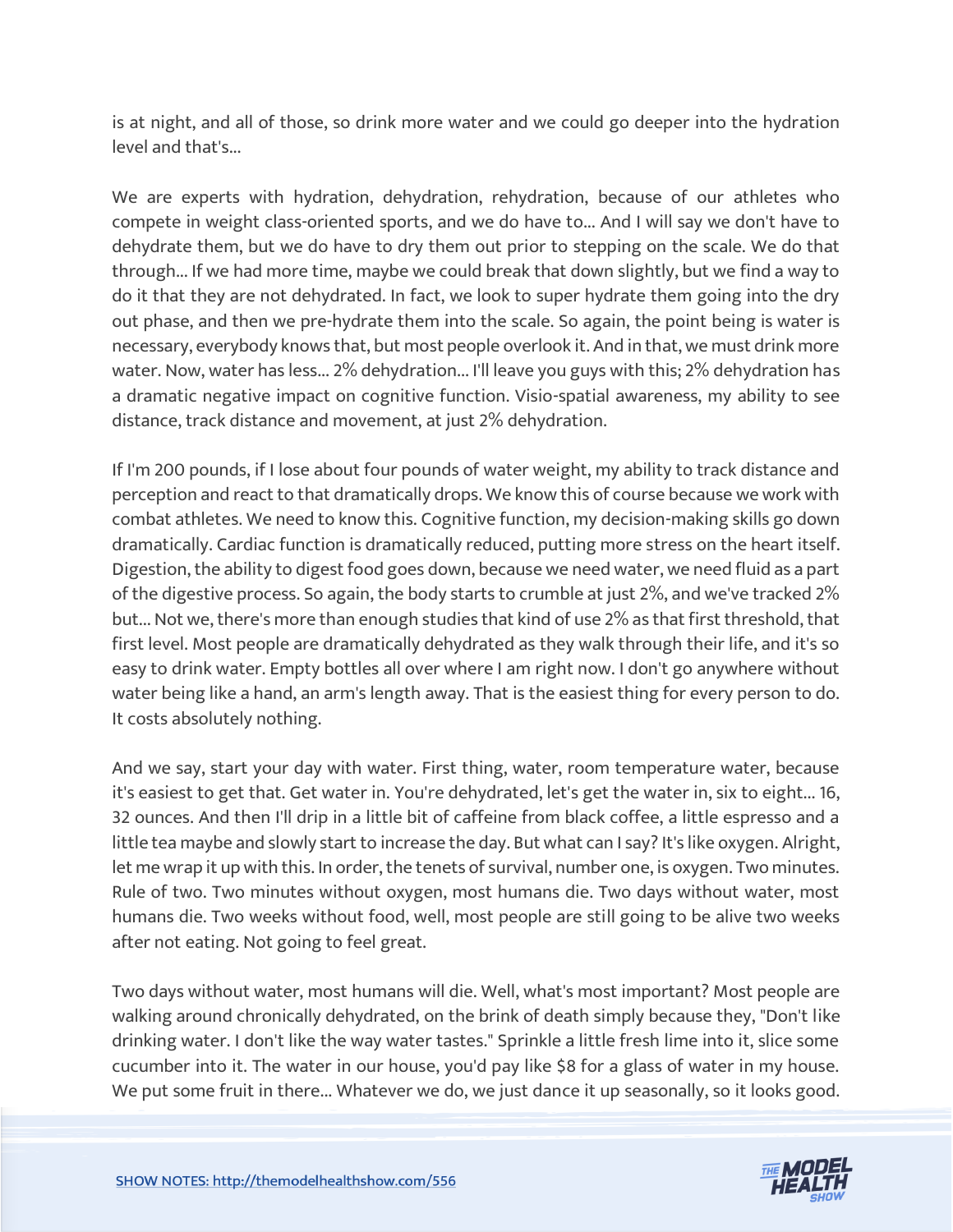is at night, and all of those, so drink more water and we could go deeper into the hydration level and that's...

We are experts with hydration, dehydration, rehydration, because of our athletes who compete in weight class-oriented sports, and we do have to... And I will say we don't have to dehydrate them, but we do have to dry them out prior to stepping on the scale. We do that through... If we had more time, maybe we could break that down slightly, but we find a way to do it that they are not dehydrated. In fact, we look to super hydrate them going into the dry out phase, and then we pre-hydrate them into the scale. So again, the point being is water is necessary, everybody knows that, but most people overlook it. And in that, we must drink more water. Now, water has less... 2% dehydration... I'll leave you guys with this; 2% dehydration has a dramatic negative impact on cognitive function. Visio-spatial awareness, my ability to see distance, track distance and movement, at just 2% dehydration.

If I'm 200 pounds, if I lose about four pounds of water weight, my ability to track distance and perception and react to that dramatically drops. We know this of course because we work with combat athletes. We need to know this. Cognitive function, my decision-making skills go down dramatically. Cardiac function is dramatically reduced, putting more stress on the heart itself. Digestion, the ability to digest food goes down, because we need water, we need fluid as a part of the digestive process. So again, the body starts to crumble at just 2%, and we've tracked 2% but... Not we, there's more than enough studies that kind of use 2% as that first threshold, that first level. Most people are dramatically dehydrated as they walk through their life, and it's so easy to drink water. Empty bottles all over where I am right now. I don't go anywhere without water being like a hand, an arm's length away. That is the easiest thing for every person to do. It costs absolutely nothing.

And we say, start your day with water. First thing, water, room temperature water, because it's easiest to get that. Get water in. You're dehydrated, let's get the water in, six to eight... 16, 32 ounces. And then I'll drip in a little bit of caffeine from black coffee, a little espresso and a little tea maybe and slowly start to increase the day. But what can I say? It's like oxygen. Alright, let me wrap it up with this. In order, the tenets of survival, number one, is oxygen. Two minutes. Rule of two. Two minutes without oxygen, most humans die. Two days without water, most humans die. Two weeks without food, well, most people are still going to be alive two weeks after not eating. Not going to feel great.

Two days without water, most humans will die. Well, what's most important? Most people are walking around chronically dehydrated, on the brink of death simply because they, "Don't like drinking water. I don't like the way water tastes." Sprinkle a little fresh lime into it, slice some cucumber into it. The water in our house, you'd pay like $8 for a glass of water in my house. We put some fruit in there... Whatever we do, we just dance it up seasonally, so it looks good.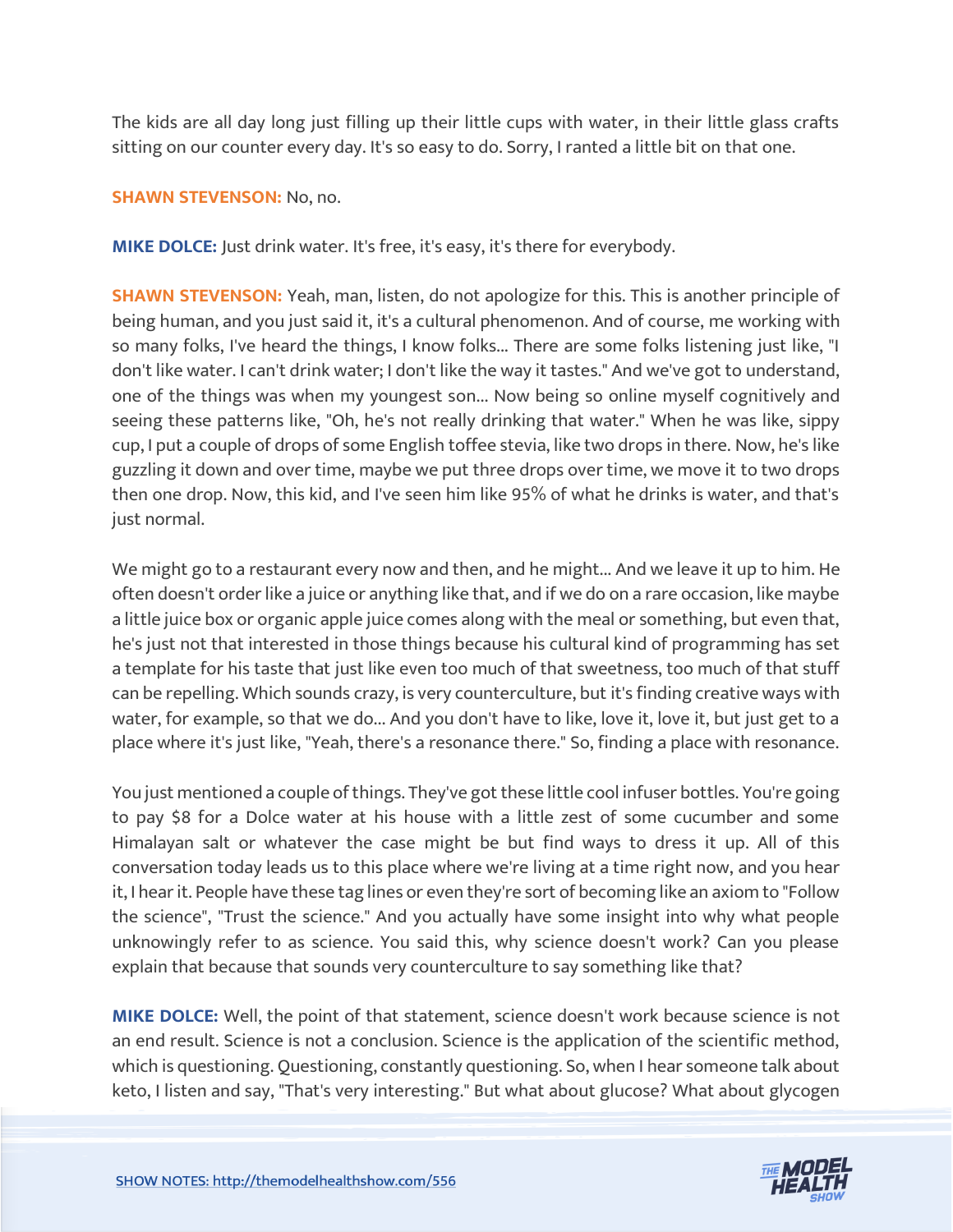The kids are all day long just filling up their little cups with water, in their little glass crafts sitting on our counter every day. It's so easy to do. Sorry, I ranted a little bit on that one.

**SHAWN STEVENSON:** No, no.

**MIKE DOLCE:** Just drink water. It's free, it's easy, it's there for everybody.

**SHAWN STEVENSON:** Yeah, man, listen, do not apologize for this. This is another principle of being human, and you just said it, it's a cultural phenomenon. And of course, me working with so many folks, I've heard the things, I know folks... There are some folks listening just like, "I don't like water. I can't drink water; I don't like the way it tastes." And we've got to understand, one of the things was when my youngest son... Now being so online myself cognitively and seeing these patterns like, "Oh, he's not really drinking that water." When he was like, sippy cup, I put a couple of drops of some English toffee stevia, like two drops in there. Now, he's like guzzling it down and over time, maybe we put three drops over time, we move it to two drops then one drop. Now, this kid, and I've seen him like 95% of what he drinks is water, and that's just normal.

We might go to a restaurant every now and then, and he might... And we leave it up to him. He often doesn't order like a juice or anything like that, and if we do on a rare occasion, like maybe a little juice box or organic apple juice comes along with the meal or something, but even that, he's just not that interested in those things because his cultural kind of programming has set a template for his taste that just like even too much of that sweetness, too much of that stuff can be repelling. Which sounds crazy, is very counterculture, but it's finding creative ways with water, for example, so that we do... And you don't have to like, love it, love it, but just get to a place where it's just like, "Yeah, there's a resonance there." So, finding a place with resonance.

You just mentioned a couple of things. They've got these little cool infuser bottles. You're going to pay $8 for a Dolce water at his house with a little zest of some cucumber and some Himalayan salt or whatever the case might be but find ways to dress it up. All of this conversation today leads us to this place where we're living at a time right now, and you hear it, I hear it. People have these tag lines or even they're sort of becoming like an axiom to "Follow the science", "Trust the science." And you actually have some insight into why what people unknowingly refer to as science. You said this, why science doesn't work? Can you please explain that because that sounds very counterculture to say something like that?

**MIKE DOLCE:** Well, the point of that statement, science doesn't work because science is not an end result. Science is not a conclusion. Science is the application of the scientific method, which is questioning. Questioning, constantly questioning. So, when I hear someone talk about keto, I listen and say, "That's very interesting." But what about glucose? What about glycogen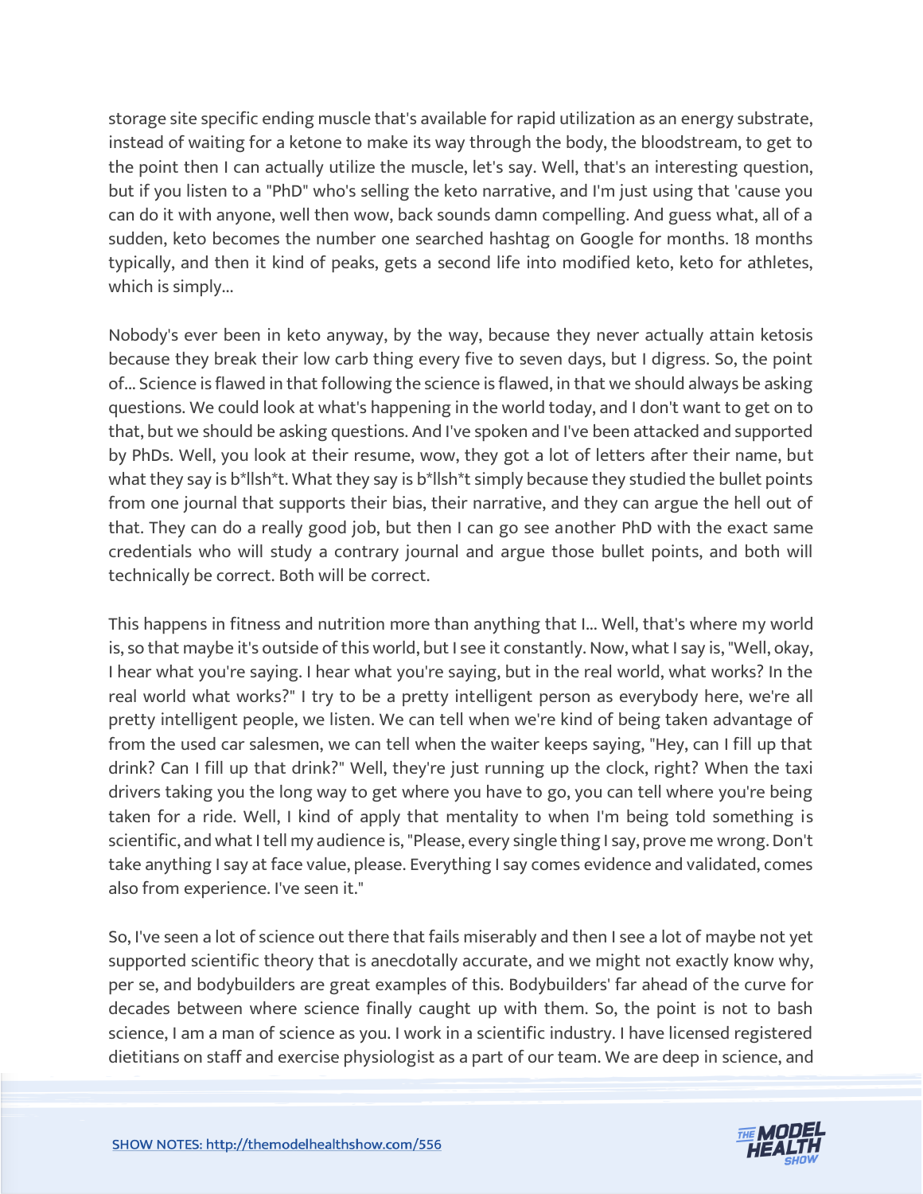storage site specific ending muscle that's available for rapid utilization as an energy substrate, instead of waiting for a ketone to make its way through the body, the bloodstream, to get to the point then I can actually utilize the muscle, let's say. Well, that's an interesting question, but if you listen to a "PhD" who's selling the keto narrative, and I'm just using that 'cause you can do it with anyone, well then wow, back sounds damn compelling. And guess what, all of a sudden, keto becomes the number one searched hashtag on Google for months. 18 months typically, and then it kind of peaks, gets a second life into modified keto, keto for athletes, which is simply...

Nobody's ever been in keto anyway, by the way, because they never actually attain ketosis because they break their low carb thing every five to seven days, but I digress. So, the point of... Science is flawed in that following the science is flawed, in that we should always be asking questions. We could look at what's happening in the world today, and I don't want to get on to that, but we should be asking questions. And I've spoken and I've been attacked and supported by PhDs. Well, you look at their resume, wow, they got a lot of letters after their name, but what they say is b*llsh*t. What they say is b*llsh*t simply because they studied the bullet points from one journal that supports their bias, their narrative, and they can argue the hell out of that. They can do a really good job, but then I can go see another PhD with the exact same credentials who will study a contrary journal and argue those bullet points, and both will technically be correct. Both will be correct.

This happens in fitness and nutrition more than anything that I... Well, that's where my world is, so that maybe it's outside of this world, but I see it constantly. Now, what I say is, "Well, okay, I hear what you're saying. I hear what you're saying, but in the real world, what works? In the real world what works?" I try to be a pretty intelligent person as everybody here, we're all pretty intelligent people, we listen. We can tell when we're kind of being taken advantage of from the used car salesmen, we can tell when the waiter keeps saying, "Hey, can I fill up that drink? Can I fill up that drink?" Well, they're just running up the clock, right? When the taxi drivers taking you the long way to get where you have to go, you can tell where you're being taken for a ride. Well, I kind of apply that mentality to when I'm being told something is scientific, and what I tell my audience is, "Please, every single thing I say, prove me wrong. Don't take anything I say at face value, please. Everything I say comes evidence and validated, comes also from experience. I've seen it."

So, I've seen a lot of science out there that fails miserably and then I see a lot of maybe not yet supported scientific theory that is anecdotally accurate, and we might not exactly know why, per se, and bodybuilders are great examples of this. Bodybuilders' far ahead of the curve for decades between where science finally caught up with them. So, the point is not to bash science, I am a man of science as you. I work in a scientific industry. I have licensed registered dietitians on staff and exercise physiologist as a part of our team. We are deep in science, and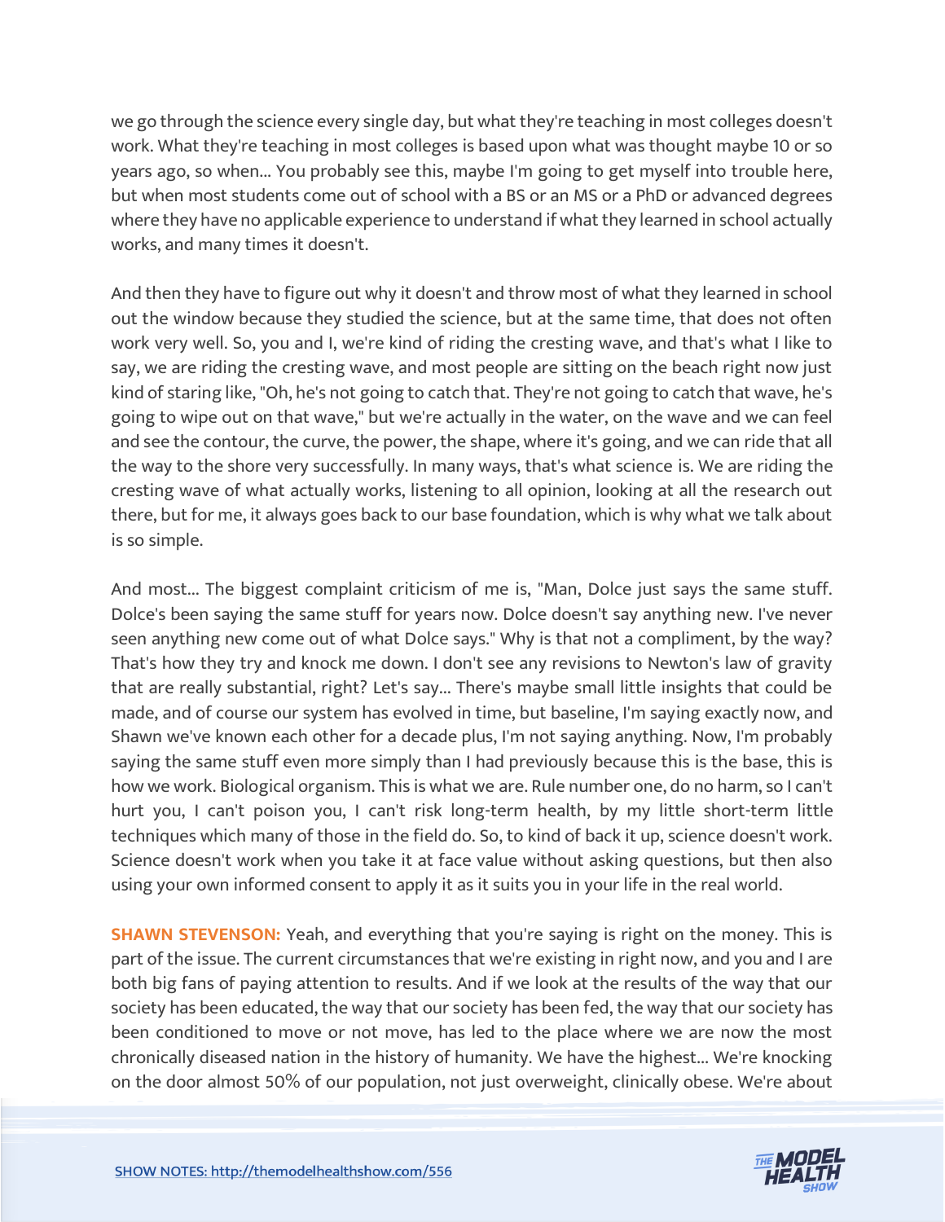we go through the science every single day, but what they're teaching in most colleges doesn't work. What they're teaching in most colleges is based upon what was thought maybe 10 or so years ago, so when... You probably see this, maybe I'm going to get myself into trouble here, but when most students come out of school with a BS or an MS or a PhD or advanced degrees where they have no applicable experience to understand if what they learned in school actually works, and many times it doesn't.

And then they have to figure out why it doesn't and throw most of what they learned in school out the window because they studied the science, but at the same time, that does not often work very well. So, you and I, we're kind of riding the cresting wave, and that's what I like to say, we are riding the cresting wave, and most people are sitting on the beach right now just kind of staring like, "Oh, he's not going to catch that. They're not going to catch that wave, he's going to wipe out on that wave," but we're actually in the water, on the wave and we can feel and see the contour, the curve, the power, the shape, where it's going, and we can ride that all the way to the shore very successfully. In many ways, that's what science is. We are riding the cresting wave of what actually works, listening to all opinion, looking at all the research out there, but for me, it always goes back to our base foundation, which is why what we talk about is so simple.

And most... The biggest complaint criticism of me is, "Man, Dolce just says the same stuff. Dolce's been saying the same stuff for years now. Dolce doesn't say anything new. I've never seen anything new come out of what Dolce says." Why is that not a compliment, by the way? That's how they try and knock me down. I don't see any revisions to Newton's law of gravity that are really substantial, right? Let's say... There's maybe small little insights that could be made, and of course our system has evolved in time, but baseline, I'm saying exactly now, and Shawn we've known each other for a decade plus, I'm not saying anything. Now, I'm probably saying the same stuff even more simply than I had previously because this is the base, this is how we work. Biological organism. This is what we are. Rule number one, do no harm, so I can't hurt you, I can't poison you, I can't risk long-term health, by my little short-term little techniques which many of those in the field do. So, to kind of back it up, science doesn't work. Science doesn't work when you take it at face value without asking questions, but then also using your own informed consent to apply it as it suits you in your life in the real world.

**SHAWN STEVENSON:** Yeah, and everything that you're saying is right on the money. This is part of the issue. The current circumstances that we're existing in right now, and you and I are both big fans of paying attention to results. And if we look at the results of the way that our society has been educated, the way that our society has been fed, the way that our society has been conditioned to move or not move, has led to the place where we are now the most chronically diseased nation in the history of humanity. We have the highest... We're knocking on the door almost 50% of our population, not just overweight, clinically obese. We're about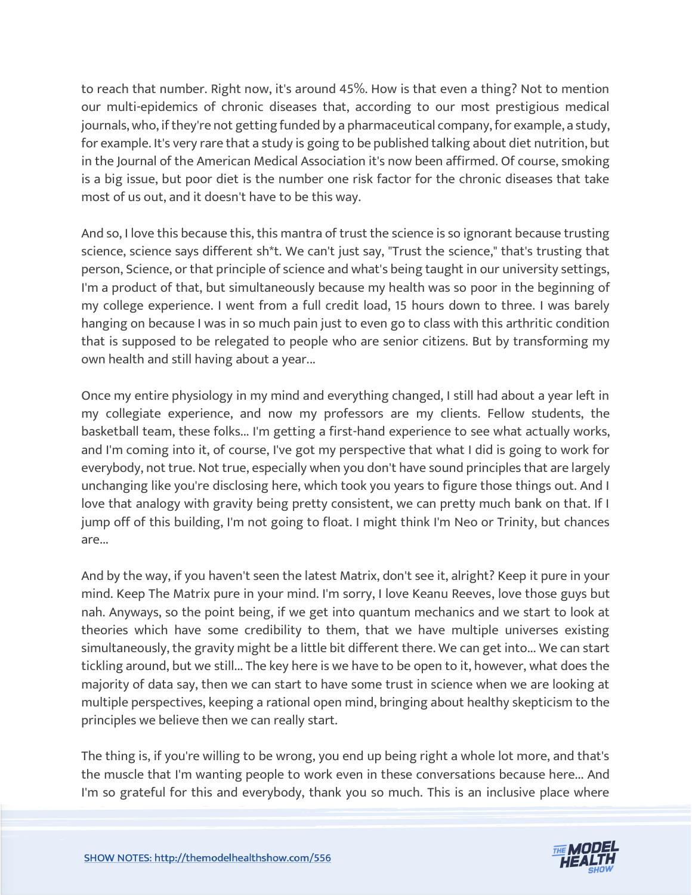to reach that number. Right now, it's around 45%. How is that even a thing? Not to mention our multi-epidemics of chronic diseases that, according to our most prestigious medical journals, who, if they're not getting funded by a pharmaceutical company, for example, a study, for example. It's very rare that a study is going to be published talking about diet nutrition, but in the Journal of the American Medical Association it's now been affirmed. Of course, smoking is a big issue, but poor diet is the number one risk factor for the chronic diseases that take most of us out, and it doesn't have to be this way.

And so, I love this because this, this mantra of trust the science is so ignorant because trusting science, science says different sh*t. We can't just say, "Trust the science," that's trusting that person, Science, or that principle of science and what's being taught in our university settings, I'm a product of that, but simultaneously because my health was so poor in the beginning of my college experience. I went from a full credit load, 15 hours down to three. I was barely hanging on because I was in so much pain just to even go to class with this arthritic condition that is supposed to be relegated to people who are senior citizens. But by transforming my own health and still having about a year...

Once my entire physiology in my mind and everything changed, I still had about a year left in my collegiate experience, and now my professors are my clients. Fellow students, the basketball team, these folks... I'm getting a first-hand experience to see what actually works, and I'm coming into it, of course, I've got my perspective that what I did is going to work for everybody, not true. Not true, especially when you don't have sound principles that are largely unchanging like you're disclosing here, which took you years to figure those things out. And I love that analogy with gravity being pretty consistent, we can pretty much bank on that. If I jump off of this building, I'm not going to float. I might think I'm Neo or Trinity, but chances are...

And by the way, if you haven't seen the latest Matrix, don't see it, alright? Keep it pure in your mind. Keep The Matrix pure in your mind. I'm sorry, I love Keanu Reeves, love those guys but nah. Anyways, so the point being, if we get into quantum mechanics and we start to look at theories which have some credibility to them, that we have multiple universes existing simultaneously, the gravity might be a little bit different there. We can get into... We can start tickling around, but we still... The key here is we have to be open to it, however, what does the majority of data say, then we can start to have some trust in science when we are looking at multiple perspectives, keeping a rational open mind, bringing about healthy skepticism to the principles we believe then we can really start.

The thing is, if you're willing to be wrong, you end up being right a whole lot more, and that's the muscle that I'm wanting people to work even in these conversations because here... And I'm so grateful for this and everybody, thank you so much. This is an inclusive place where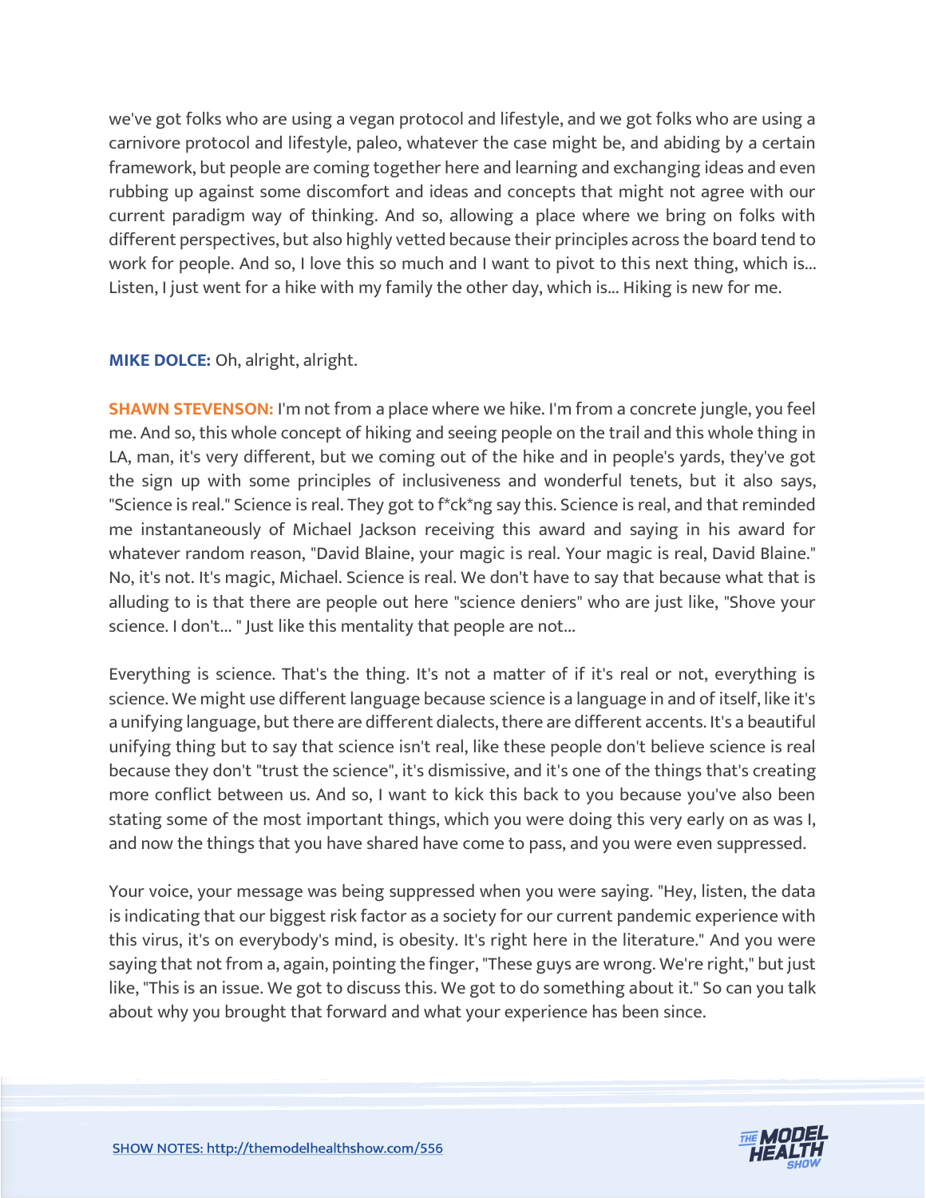we've got folks who are using a vegan protocol and lifestyle, and we got folks who are using a carnivore protocol and lifestyle, paleo, whatever the case might be, and abiding by a certain framework, but people are coming together here and learning and exchanging ideas and even rubbing up against some discomfort and ideas and concepts that might not agree with our current paradigm way of thinking. And so, allowing a place where we bring on folks with different perspectives, but also highly vetted because their principles across the board tend to work for people. And so, I love this so much and I want to pivot to this next thing, which is... Listen, I just went for a hike with my family the other day, which is... Hiking is new for me.

**MIKE DOLCE:** Oh, alright, alright.

**SHAWN STEVENSON:** I'm not from a place where we hike. I'm from a concrete jungle, you feel me. And so, this whole concept of hiking and seeing people on the trail and this whole thing in LA, man, it's very different, but we coming out of the hike and in people's yards, they've got the sign up with some principles of inclusiveness and wonderful tenets, but it also says, "Science is real." Science is real. They got to f*ck*ng say this. Science is real, and that reminded me instantaneously of Michael Jackson receiving this award and saying in his award for whatever random reason, "David Blaine, your magic is real. Your magic is real, David Blaine." No, it's not. It's magic, Michael. Science is real. We don't have to say that because what that is alluding to is that there are people out here "science deniers" who are just like, "Shove your science. I don't... " Just like this mentality that people are not...

Everything is science. That's the thing. It's not a matter of if it's real or not, everything is science. We might use different language because science is a language in and of itself, like it's a unifying language, but there are different dialects, there are different accents. It's a beautiful unifying thing but to say that science isn't real, like these people don't believe science is real because they don't "trust the science", it's dismissive, and it's one of the things that's creating more conflict between us. And so, I want to kick this back to you because you've also been stating some of the most important things, which you were doing this very early on as was I, and now the things that you have shared have come to pass, and you were even suppressed.

Your voice, your message was being suppressed when you were saying. "Hey, listen, the data is indicating that our biggest risk factor as a society for our current pandemic experience with this virus, it's on everybody's mind, is obesity. It's right here in the literature." And you were saying that not from a, again, pointing the finger, "These guys are wrong. We're right," but just like, "This is an issue. We got to discuss this. We got to do something about it." So can you talk about why you brought that forward and what your experience has been since.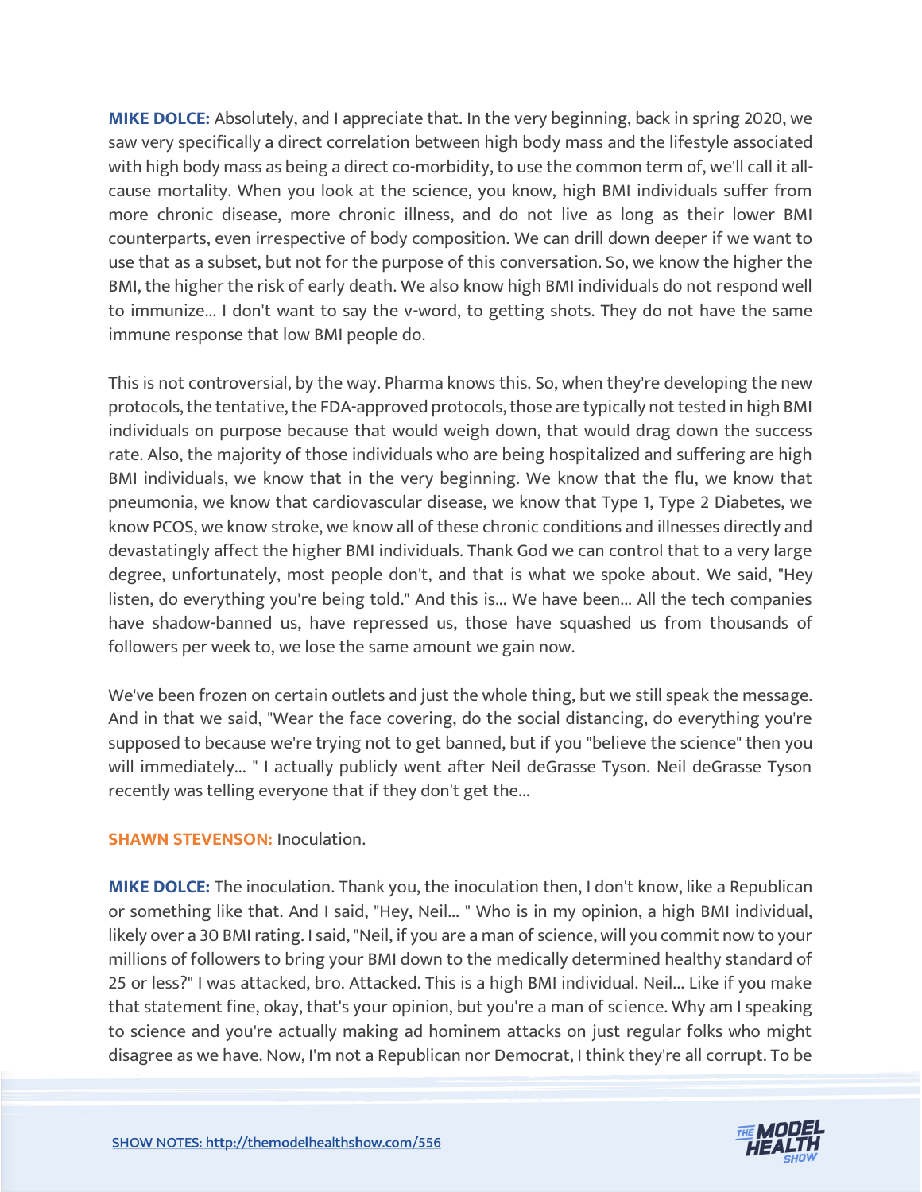**MIKE DOLCE:** Absolutely, and I appreciate that. In the very beginning, back in spring 2020, we saw very specifically a direct correlation between high body mass and the lifestyle associated with high body mass as being a direct co-morbidity, to use the common term of, we'll call it all-cause mortality. When you look at the science, you know, high BMI individuals suffer from more chronic disease, more chronic illness, and do not live as long as their lower BMI counterparts, even irrespective of body composition. We can drill down deeper if we want to use that as a subset, but not for the purpose of this conversation. So, we know the higher the BMI, the higher the risk of early death. We also know high BMI individuals do not respond well to immunize... I don't want to say the v-word, to getting shots. They do not have the same immune response that low BMI people do.

This is not controversial, by the way. Pharma knows this. So, when they're developing the new protocols, the tentative, the FDA-approved protocols, those are typically not tested in high BMI individuals on purpose because that would weigh down, that would drag down the success rate. Also, the majority of those individuals who are being hospitalized and suffering are high BMI individuals, we know that in the very beginning. We know that the flu, we know that pneumonia, we know that cardiovascular disease, we know that Type 1, Type 2 Diabetes, we know PCOS, we know stroke, we know all of these chronic conditions and illnesses directly and devastatingly affect the higher BMI individuals. Thank God we can control that to a very large degree, unfortunately, most people don't, and that is what we spoke about. We said, "Hey listen, do everything you're being told." And this is... We have been... All the tech companies have shadow-banned us, have repressed us, those have squashed us from thousands of followers per week to, we lose the same amount we gain now.

We've been frozen on certain outlets and just the whole thing, but we still speak the message. And in that we said, "Wear the face covering, do the social distancing, do everything you're supposed to because we're trying not to get banned, but if you "believe the science" then you will immediately... " I actually publicly went after Neil deGrasse Tyson. Neil deGrasse Tyson recently was telling everyone that if they don't get the...

**SHAWN STEVENSON:** Inoculation.

**MIKE DOLCE:** The inoculation. Thank you, the inoculation then, I don't know, like a Republican or something like that. And I said, "Hey, Neil... " Who is in my opinion, a high BMI individual, likely over a 30 BMI rating. I said, "Neil, if you are a man of science, will you commit now to your millions of followers to bring your BMI down to the medically determined healthy standard of 25 or less?" I was attacked, bro. Attacked. This is a high BMI individual. Neil... Like if you make that statement fine, okay, that's your opinion, but you're a man of science. Why am I speaking to science and you're actually making ad hominem attacks on just regular folks who might disagree as we have. Now, I'm not a Republican nor Democrat, I think they're all corrupt. To be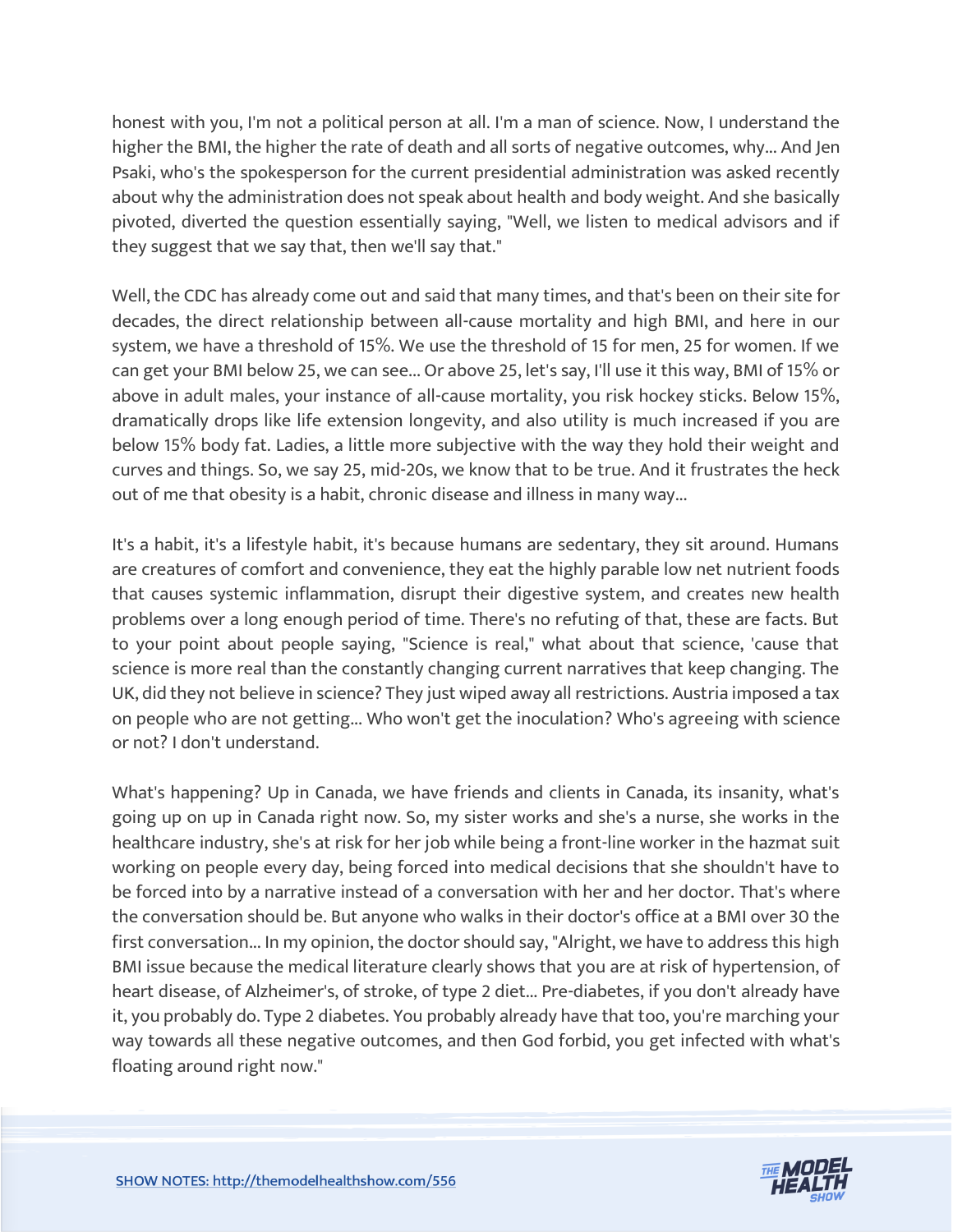honest with you, I'm not a political person at all. I'm a man of science. Now, I understand the higher the BMI, the higher the rate of death and all sorts of negative outcomes, why... And Jen Psaki, who's the spokesperson for the current presidential administration was asked recently about why the administration does not speak about health and body weight. And she basically pivoted, diverted the question essentially saying, "Well, we listen to medical advisors and if they suggest that we say that, then we'll say that."

Well, the CDC has already come out and said that many times, and that's been on their site for decades, the direct relationship between all-cause mortality and high BMI, and here in our system, we have a threshold of 15%. We use the threshold of 15 for men, 25 for women. If we can get your BMI below 25, we can see... Or above 25, let's say, I'll use it this way, BMI of 15% or above in adult males, your instance of all-cause mortality, you risk hockey sticks. Below 15%, dramatically drops like life extension longevity, and also utility is much increased if you are below 15% body fat. Ladies, a little more subjective with the way they hold their weight and curves and things. So, we say 25, mid-20s, we know that to be true. And it frustrates the heck out of me that obesity is a habit, chronic disease and illness in many way...

It's a habit, it's a lifestyle habit, it's because humans are sedentary, they sit around. Humans are creatures of comfort and convenience, they eat the highly parable low net nutrient foods that causes systemic inflammation, disrupt their digestive system, and creates new health problems over a long enough period of time. There's no refuting of that, these are facts. But to your point about people saying, "Science is real," what about that science, 'cause that science is more real than the constantly changing current narratives that keep changing. The UK, did they not believe in science? They just wiped away all restrictions. Austria imposed a tax on people who are not getting... Who won't get the inoculation? Who's agreeing with science or not? I don't understand.

What's happening? Up in Canada, we have friends and clients in Canada, its insanity, what's going up on up in Canada right now. So, my sister works and she's a nurse, she works in the healthcare industry, she's at risk for her job while being a front-line worker in the hazmat suit working on people every day, being forced into medical decisions that she shouldn't have to be forced into by a narrative instead of a conversation with her and her doctor. That's where the conversation should be. But anyone who walks in their doctor's office at a BMI over 30 the first conversation... In my opinion, the doctor should say, "Alright, we have to address this high BMI issue because the medical literature clearly shows that you are at risk of hypertension, of heart disease, of Alzheimer's, of stroke, of type 2 diet... Pre-diabetes, if you don't already have it, you probably do. Type 2 diabetes. You probably already have that too, you're marching your way towards all these negative outcomes, and then God forbid, you get infected with what's floating around right now."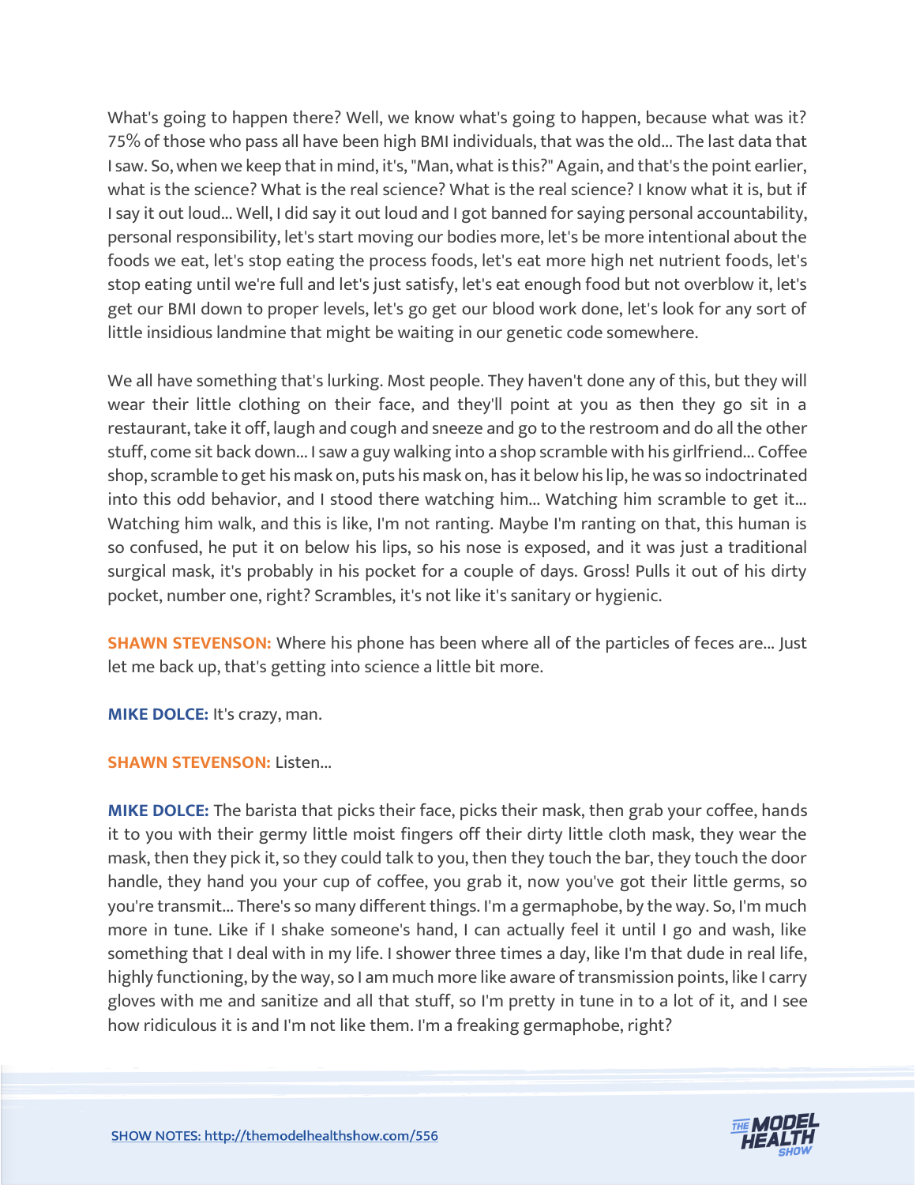What's going to happen there? Well, we know what's going to happen, because what was it? 75% of those who pass all have been high BMI individuals, that was the old... The last data that I saw. So, when we keep that in mind, it's, "Man, what is this?" Again, and that's the point earlier, what is the science? What is the real science? What is the real science? I know what it is, but if I say it out loud... Well, I did say it out loud and I got banned for saying personal accountability, personal responsibility, let's start moving our bodies more, let's be more intentional about the foods we eat, let's stop eating the process foods, let's eat more high net nutrient foods, let's stop eating until we're full and let's just satisfy, let's eat enough food but not overblow it, let's get our BMI down to proper levels, let's go get our blood work done, let's look for any sort of little insidious landmine that might be waiting in our genetic code somewhere.

We all have something that's lurking. Most people. They haven't done any of this, but they will wear their little clothing on their face, and they'll point at you as then they go sit in a restaurant, take it off, laugh and cough and sneeze and go to the restroom and do all the other stuff, come sit back down... I saw a guy walking into a shop scramble with his girlfriend... Coffee shop, scramble to get his mask on, puts his mask on, has it below his lip, he was so indoctrinated into this odd behavior, and I stood there watching him... Watching him scramble to get it... Watching him walk, and this is like, I'm not ranting. Maybe I'm ranting on that, this human is so confused, he put it on below his lips, so his nose is exposed, and it was just a traditional surgical mask, it's probably in his pocket for a couple of days. Gross! Pulls it out of his dirty pocket, number one, right? Scrambles, it's not like it's sanitary or hygienic.

**SHAWN STEVENSON:** Where his phone has been where all of the particles of feces are... Just let me back up, that's getting into science a little bit more.

**MIKE DOLCE:** It's crazy, man.

**SHAWN STEVENSON:** Listen...

**MIKE DOLCE:** The barista that picks their face, picks their mask, then grab your coffee, hands it to you with their germy little moist fingers off their dirty little cloth mask, they wear the mask, then they pick it, so they could talk to you, then they touch the bar, they touch the door handle, they hand you your cup of coffee, you grab it, now you've got their little germs, so you're transmit... There's so many different things. I'm a germaphobe, by the way. So, I'm much more in tune. Like if I shake someone's hand, I can actually feel it until I go and wash, like something that I deal with in my life. I shower three times a day, like I'm that dude in real life, highly functioning, by the way, so I am much more like aware of transmission points, like I carry gloves with me and sanitize and all that stuff, so I'm pretty in tune in to a lot of it, and I see how ridiculous it is and I'm not like them. I'm a freaking germaphobe, right?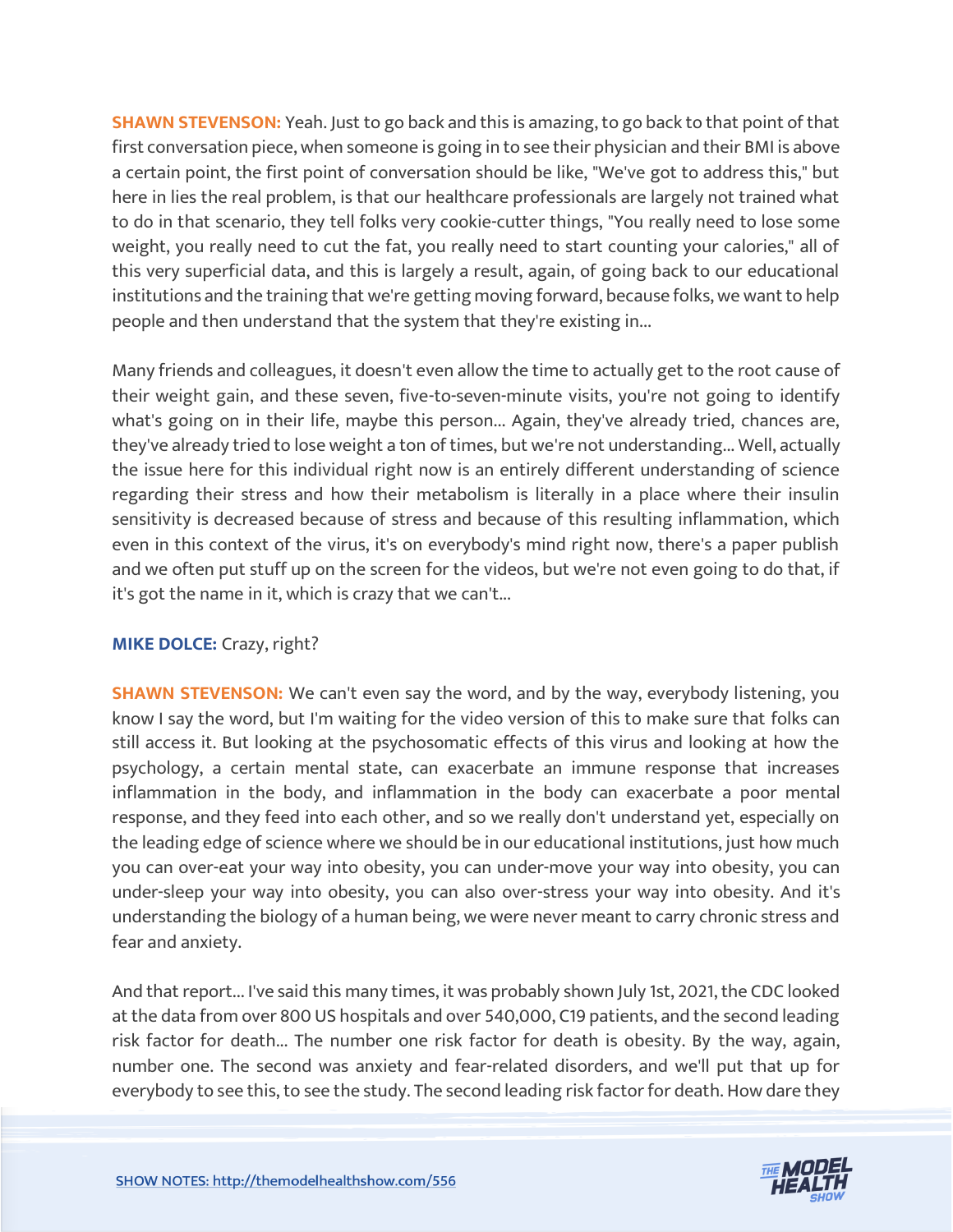**SHAWN STEVENSON:** Yeah. Just to go back and this is amazing, to go back to that point of that first conversation piece, when someone is going in to see their physician and their BMI is above a certain point, the first point of conversation should be like, "We've got to address this," but here in lies the real problem, is that our healthcare professionals are largely not trained what to do in that scenario, they tell folks very cookie-cutter things, "You really need to lose some weight, you really need to cut the fat, you really need to start counting your calories," all of this very superficial data, and this is largely a result, again, of going back to our educational institutions and the training that we're getting moving forward, because folks, we want to help people and then understand that the system that they're existing in...

Many friends and colleagues, it doesn't even allow the time to actually get to the root cause of their weight gain, and these seven, five-to-seven-minute visits, you're not going to identify what's going on in their life, maybe this person... Again, they've already tried, chances are, they've already tried to lose weight a ton of times, but we're not understanding... Well, actually the issue here for this individual right now is an entirely different understanding of science regarding their stress and how their metabolism is literally in a place where their insulin sensitivity is decreased because of stress and because of this resulting inflammation, which even in this context of the virus, it's on everybody's mind right now, there's a paper publish and we often put stuff up on the screen for the videos, but we're not even going to do that, if it's got the name in it, which is crazy that we can't...

**MIKE DOLCE:** Crazy, right?

**SHAWN STEVENSON:** We can't even say the word, and by the way, everybody listening, you know I say the word, but I'm waiting for the video version of this to make sure that folks can still access it. But looking at the psychosomatic effects of this virus and looking at how the psychology, a certain mental state, can exacerbate an immune response that increases inflammation in the body, and inflammation in the body can exacerbate a poor mental response, and they feed into each other, and so we really don't understand yet, especially on the leading edge of science where we should be in our educational institutions, just how much you can over-eat your way into obesity, you can under-move your way into obesity, you can under-sleep your way into obesity, you can also over-stress your way into obesity. And it's understanding the biology of a human being, we were never meant to carry chronic stress and fear and anxiety.

And that report... I've said this many times, it was probably shown July 1st, 2021, the CDC looked at the data from over 800 US hospitals and over 540,000, C19 patients, and the second leading risk factor for death... The number one risk factor for death is obesity. By the way, again, number one. The second was anxiety and fear-related disorders, and we'll put that up for everybody to see this, to see the study. The second leading risk factor for death. How dare they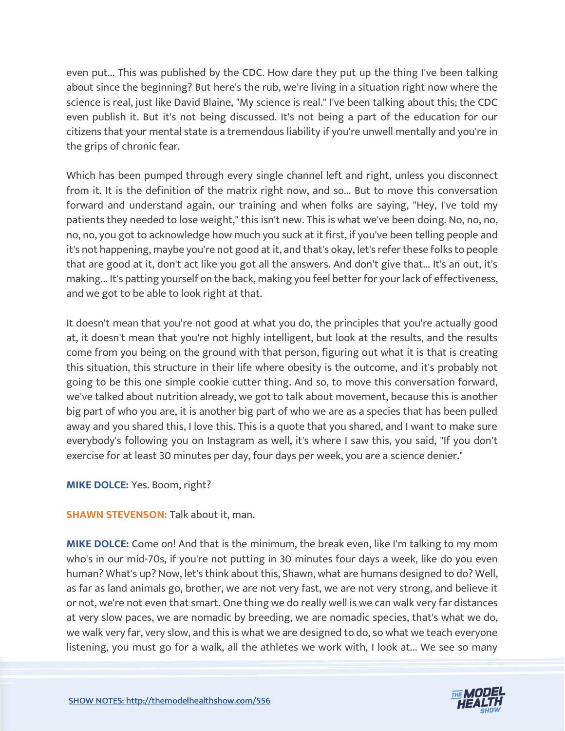even put... This was published by the CDC. How dare they put up the thing I've been talking about since the beginning? But here's the rub, we're living in a situation right now where the science is real, just like David Blaine, "My science is real." I've been talking about this; the CDC even publish it. But it's not being discussed. It's not being a part of the education for our citizens that your mental state is a tremendous liability if you're unwell mentally and you're in the grips of chronic fear.

Which has been pumped through every single channel left and right, unless you disconnect from it. It is the definition of the matrix right now, and so... But to move this conversation forward and understand again, our training and when folks are saying, "Hey, I've told my patients they needed to lose weight," this isn't new. This is what we've been doing. No, no, no, no, no, you got to acknowledge how much you suck at it first, if you've been telling people and it's not happening, maybe you're not good at it, and that's okay, let's refer these folks to people that are good at it, don't act like you got all the answers. And don't give that... It's an out, it's making... It's patting yourself on the back, making you feel better for your lack of effectiveness, and we got to be able to look right at that.

It doesn't mean that you're not good at what you do, the principles that you're actually good at, it doesn't mean that you're not highly intelligent, but look at the results, and the results come from you being on the ground with that person, figuring out what it is that is creating this situation, this structure in their life where obesity is the outcome, and it's probably not going to be this one simple cookie cutter thing. And so, to move this conversation forward, we've talked about nutrition already, we got to talk about movement, because this is another big part of who you are, it is another big part of who we are as a species that has been pulled away and you shared this, I love this. This is a quote that you shared, and I want to make sure everybody's following you on Instagram as well, it's where I saw this, you said, "If you don't exercise for at least 30 minutes per day, four days per week, you are a science denier."

**MIKE DOLCE:** Yes. Boom, right?

**SHAWN STEVENSON:** Talk about it, man.

**MIKE DOLCE:** Come on! And that is the minimum, the break even, like I'm talking to my mom who's in our mid-70s, if you're not putting in 30 minutes four days a week, like do you even human? What's up? Now, let's think about this, Shawn, what are humans designed to do? Well, as far as land animals go, brother, we are not very fast, we are not very strong, and believe it or not, we're not even that smart. One thing we do really well is we can walk very far distances at very slow paces, we are nomadic by breeding, we are nomadic species, that's what we do, we walk very far, very slow, and this is what we are designed to do, so what we teach everyone listening, you must go for a walk, all the athletes we work with, I look at... We see so many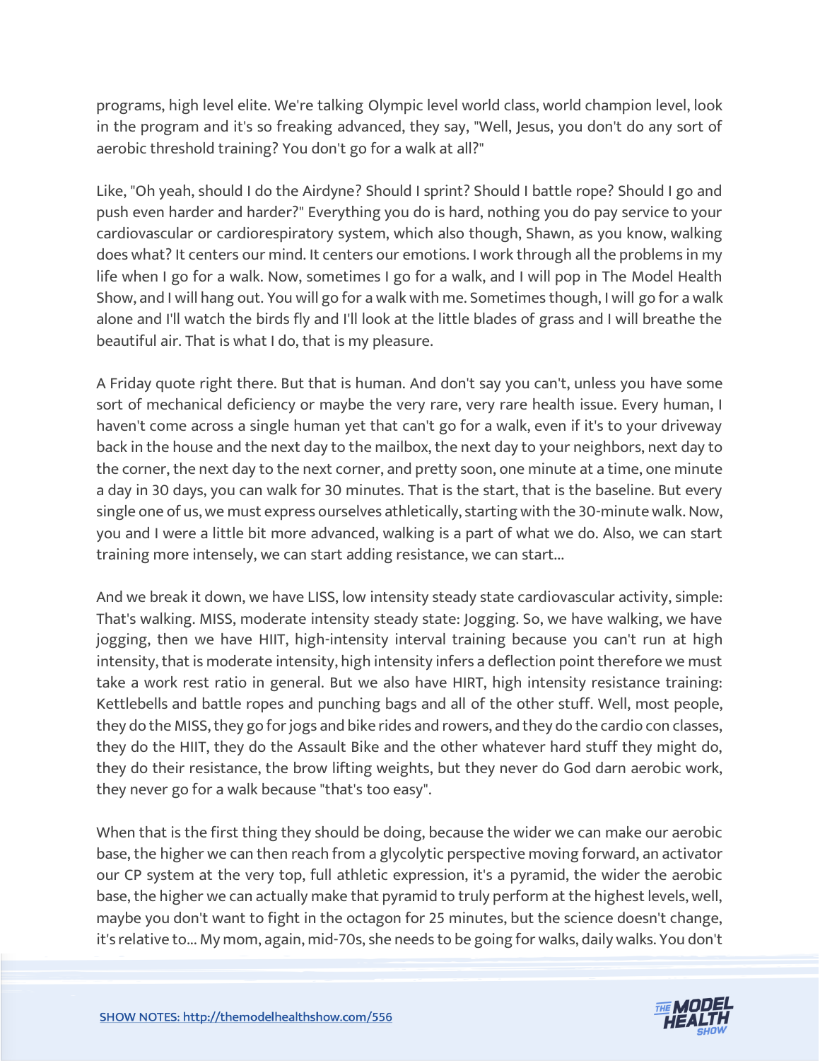programs, high level elite. We're talking Olympic level world class, world champion level, look in the program and it's so freaking advanced, they say, "Well, Jesus, you don't do any sort of aerobic threshold training? You don't go for a walk at all?"

Like, "Oh yeah, should I do the Airdyne? Should I sprint? Should I battle rope? Should I go and push even harder and harder?" Everything you do is hard, nothing you do pay service to your cardiovascular or cardiorespiratory system, which also though, Shawn, as you know, walking does what? It centers our mind. It centers our emotions. I work through all the problems in my life when I go for a walk. Now, sometimes I go for a walk, and I will pop in The Model Health Show, and I will hang out. You will go for a walk with me. Sometimes though, I will go for a walk alone and I'll watch the birds fly and I'll look at the little blades of grass and I will breathe the beautiful air. That is what I do, that is my pleasure.

A Friday quote right there. But that is human. And don't say you can't, unless you have some sort of mechanical deficiency or maybe the very rare, very rare health issue. Every human, I haven't come across a single human yet that can't go for a walk, even if it's to your driveway back in the house and the next day to the mailbox, the next day to your neighbors, next day to the corner, the next day to the next corner, and pretty soon, one minute at a time, one minute a day in 30 days, you can walk for 30 minutes. That is the start, that is the baseline. But every single one of us, we must express ourselves athletically, starting with the 30-minute walk. Now, you and I were a little bit more advanced, walking is a part of what we do. Also, we can start training more intensely, we can start adding resistance, we can start...

And we break it down, we have LISS, low intensity steady state cardiovascular activity, simple: That's walking. MISS, moderate intensity steady state: Jogging. So, we have walking, we have jogging, then we have HIIT, high-intensity interval training because you can't run at high intensity, that is moderate intensity, high intensity infers a deflection point therefore we must take a work rest ratio in general. But we also have HIRT, high intensity resistance training: Kettlebells and battle ropes and punching bags and all of the other stuff. Well, most people, they do the MISS, they go for jogs and bike rides and rowers, and they do the cardio con classes, they do the HIIT, they do the Assault Bike and the other whatever hard stuff they might do, they do their resistance, the brow lifting weights, but they never do God darn aerobic work, they never go for a walk because "that's too easy".

When that is the first thing they should be doing, because the wider we can make our aerobic base, the higher we can then reach from a glycolytic perspective moving forward, an activator our CP system at the very top, full athletic expression, it's a pyramid, the wider the aerobic base, the higher we can actually make that pyramid to truly perform at the highest levels, well, maybe you don't want to fight in the octagon for 25 minutes, but the science doesn't change, it's relative to... My mom, again, mid-70s, she needs to be going for walks, daily walks. You don't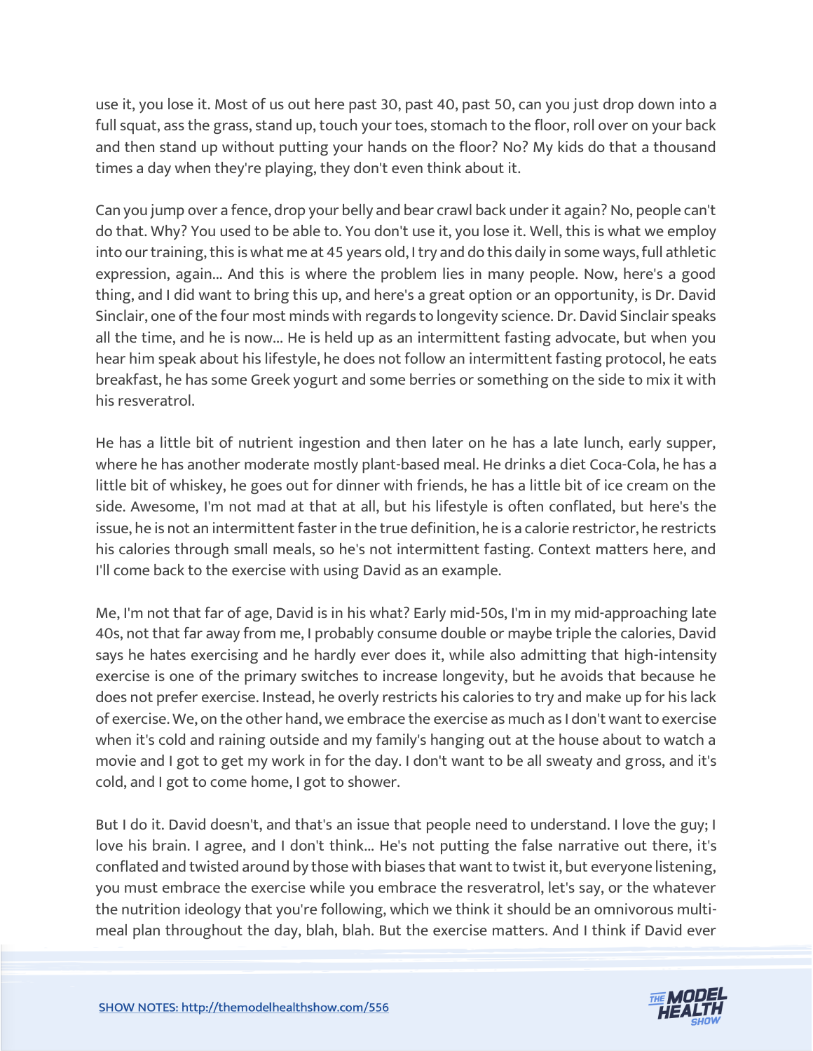use it, you lose it. Most of us out here past 30, past 40, past 50, can you just drop down into a full squat, ass the grass, stand up, touch your toes, stomach to the floor, roll over on your back and then stand up without putting your hands on the floor? No? My kids do that a thousand times a day when they're playing, they don't even think about it.

Can you jump over a fence, drop your belly and bear crawl back under it again? No, people can't do that. Why? You used to be able to. You don't use it, you lose it. Well, this is what we employ into our training, this is what me at 45 years old, I try and do this daily in some ways, full athletic expression, again... And this is where the problem lies in many people. Now, here's a good thing, and I did want to bring this up, and here's a great option or an opportunity, is Dr. David Sinclair, one of the four most minds with regards to longevity science. Dr. David Sinclair speaks all the time, and he is now... He is held up as an intermittent fasting advocate, but when you hear him speak about his lifestyle, he does not follow an intermittent fasting protocol, he eats breakfast, he has some Greek yogurt and some berries or something on the side to mix it with his resveratrol.

He has a little bit of nutrient ingestion and then later on he has a late lunch, early supper, where he has another moderate mostly plant-based meal. He drinks a diet Coca-Cola, he has a little bit of whiskey, he goes out for dinner with friends, he has a little bit of ice cream on the side. Awesome, I'm not mad at that at all, but his lifestyle is often conflated, but here's the issue, he is not an intermittent faster in the true definition, he is a calorie restrictor, he restricts his calories through small meals, so he's not intermittent fasting. Context matters here, and I'll come back to the exercise with using David as an example.

Me, I'm not that far of age, David is in his what? Early mid-50s, I'm in my mid-approaching late 40s, not that far away from me, I probably consume double or maybe triple the calories, David says he hates exercising and he hardly ever does it, while also admitting that high-intensity exercise is one of the primary switches to increase longevity, but he avoids that because he does not prefer exercise. Instead, he overly restricts his calories to try and make up for his lack of exercise. We, on the other hand, we embrace the exercise as much as I don't want to exercise when it's cold and raining outside and my family's hanging out at the house about to watch a movie and I got to get my work in for the day. I don't want to be all sweaty and gross, and it's cold, and I got to come home, I got to shower.

But I do it. David doesn't, and that's an issue that people need to understand. I love the guy; I love his brain. I agree, and I don't think... He's not putting the false narrative out there, it's conflated and twisted around by those with biases that want to twist it, but everyone listening, you must embrace the exercise while you embrace the resveratrol, let's say, or the whatever the nutrition ideology that you're following, which we think it should be an omnivorous multi-meal plan throughout the day, blah, blah. But the exercise matters. And I think if David ever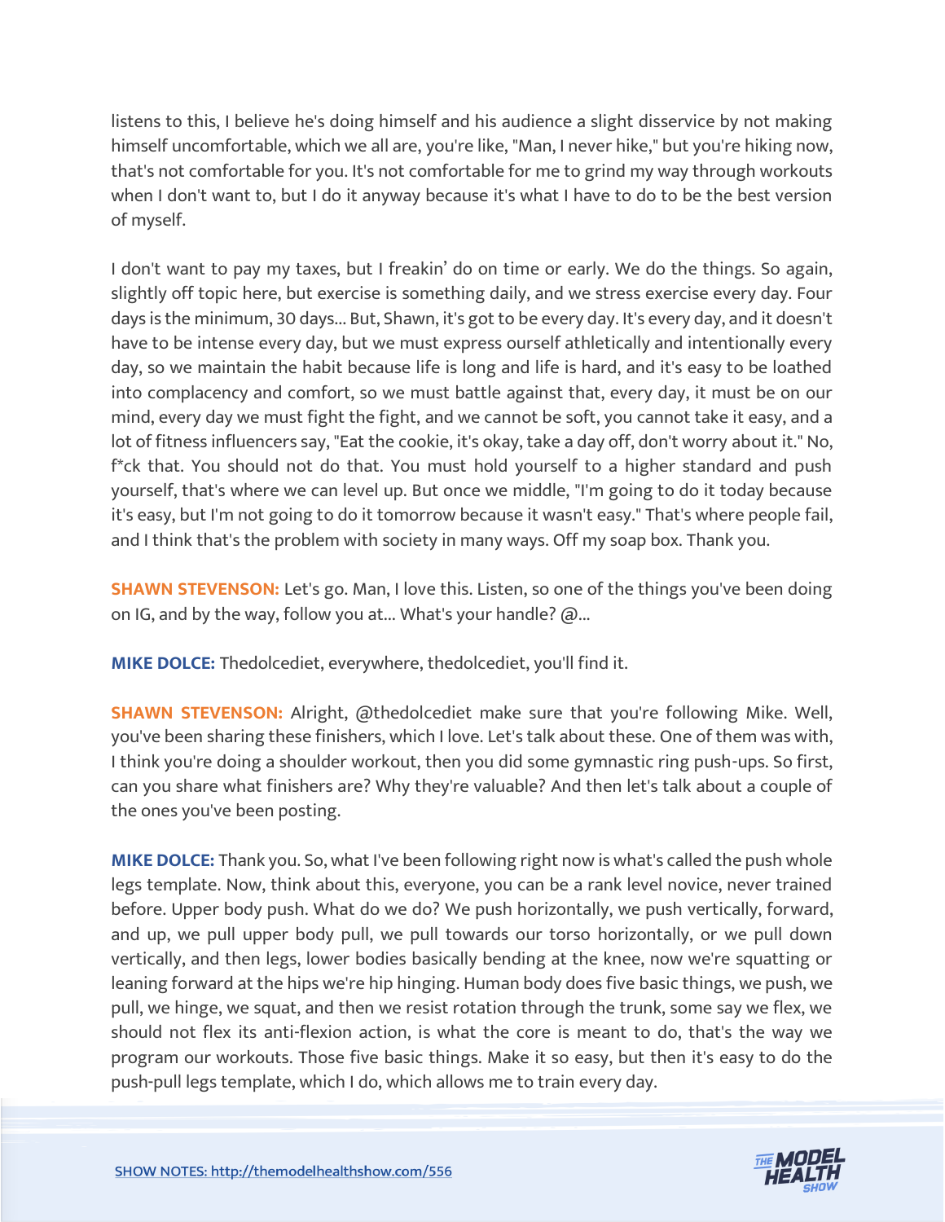listens to this, I believe he's doing himself and his audience a slight disservice by not making himself uncomfortable, which we all are, you're like, "Man, I never hike," but you're hiking now, that's not comfortable for you. It's not comfortable for me to grind my way through workouts when I don't want to, but I do it anyway because it's what I have to do to be the best version of myself.

I don't want to pay my taxes, but I freakin' do on time or early. We do the things. So again, slightly off topic here, but exercise is something daily, and we stress exercise every day. Four days is the minimum, 30 days... But, Shawn, it's got to be every day. It's every day, and it doesn't have to be intense every day, but we must express ourself athletically and intentionally every day, so we maintain the habit because life is long and life is hard, and it's easy to be loathed into complacency and comfort, so we must battle against that, every day, it must be on our mind, every day we must fight the fight, and we cannot be soft, you cannot take it easy, and a lot of fitness influencers say, "Eat the cookie, it's okay, take a day off, don't worry about it." No, f*ck that. You should not do that. You must hold yourself to a higher standard and push yourself, that's where we can level up. But once we middle, "I'm going to do it today because it's easy, but I'm not going to do it tomorrow because it wasn't easy." That's where people fail, and I think that's the problem with society in many ways. Off my soap box. Thank you.

**SHAWN STEVENSON:** Let's go. Man, I love this. Listen, so one of the things you've been doing on IG, and by the way, follow you at... What's your handle? @...

**MIKE DOLCE:** Thedolcediet, everywhere, thedolcediet, you'll find it.

**SHAWN STEVENSON:** Alright, @thedolcediet make sure that you're following Mike. Well, you've been sharing these finishers, which I love. Let's talk about these. One of them was with, I think you're doing a shoulder workout, then you did some gymnastic ring push-ups. So first, can you share what finishers are? Why they're valuable? And then let's talk about a couple of the ones you've been posting.

**MIKE DOLCE:** Thank you. So, what I've been following right now is what's called the push whole legs template. Now, think about this, everyone, you can be a rank level novice, never trained before. Upper body push. What do we do? We push horizontally, we push vertically, forward, and up, we pull upper body pull, we pull towards our torso horizontally, or we pull down vertically, and then legs, lower bodies basically bending at the knee, now we're squatting or leaning forward at the hips we're hip hinging. Human body does five basic things, we push, we pull, we hinge, we squat, and then we resist rotation through the trunk, some say we flex, we should not flex its anti-flexion action, is what the core is meant to do, that's the way we program our workouts. Those five basic things. Make it so easy, but then it's easy to do the push-pull legs template, which I do, which allows me to train every day.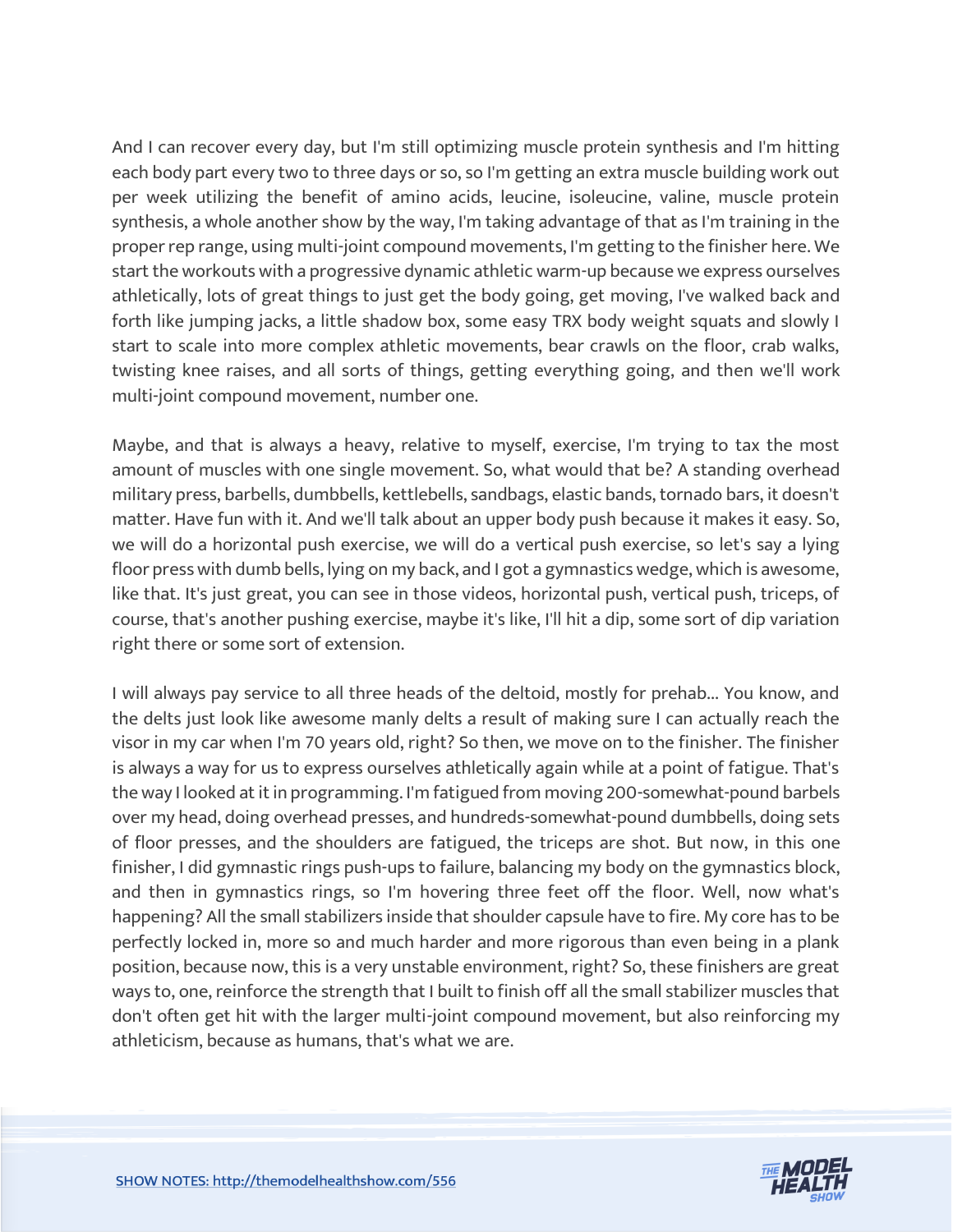And I can recover every day, but I'm still optimizing muscle protein synthesis and I'm hitting each body part every two to three days or so, so I'm getting an extra muscle building work out per week utilizing the benefit of amino acids, leucine, isoleucine, valine, muscle protein synthesis, a whole another show by the way, I'm taking advantage of that as I'm training in the proper rep range, using multi-joint compound movements, I'm getting to the finisher here. We start the workouts with a progressive dynamic athletic warm-up because we express ourselves athletically, lots of great things to just get the body going, get moving, I've walked back and forth like jumping jacks, a little shadow box, some easy TRX body weight squats and slowly I start to scale into more complex athletic movements, bear crawls on the floor, crab walks, twisting knee raises, and all sorts of things, getting everything going, and then we'll work multi-joint compound movement, number one.

Maybe, and that is always a heavy, relative to myself, exercise, I'm trying to tax the most amount of muscles with one single movement. So, what would that be? A standing overhead military press, barbells, dumbbells, kettlebells, sandbags, elastic bands, tornado bars, it doesn't matter. Have fun with it. And we'll talk about an upper body push because it makes it easy. So, we will do a horizontal push exercise, we will do a vertical push exercise, so let's say a lying floor press with dumb bells, lying on my back, and I got a gymnastics wedge, which is awesome, like that. It's just great, you can see in those videos, horizontal push, vertical push, triceps, of course, that's another pushing exercise, maybe it's like, I'll hit a dip, some sort of dip variation right there or some sort of extension.

I will always pay service to all three heads of the deltoid, mostly for prehab... You know, and the delts just look like awesome manly delts a result of making sure I can actually reach the visor in my car when I'm 70 years old, right? So then, we move on to the finisher. The finisher is always a way for us to express ourselves athletically again while at a point of fatigue. That's the way I looked at it in programming. I'm fatigued from moving 200-somewhat-pound barbels over my head, doing overhead presses, and hundreds-somewhat-pound dumbbells, doing sets of floor presses, and the shoulders are fatigued, the triceps are shot. But now, in this one finisher, I did gymnastic rings push-ups to failure, balancing my body on the gymnastics block, and then in gymnastics rings, so I'm hovering three feet off the floor. Well, now what's happening? All the small stabilizers inside that shoulder capsule have to fire. My core has to be perfectly locked in, more so and much harder and more rigorous than even being in a plank position, because now, this is a very unstable environment, right? So, these finishers are great ways to, one, reinforce the strength that I built to finish off all the small stabilizer muscles that don't often get hit with the larger multi-joint compound movement, but also reinforcing my athleticism, because as humans, that's what we are.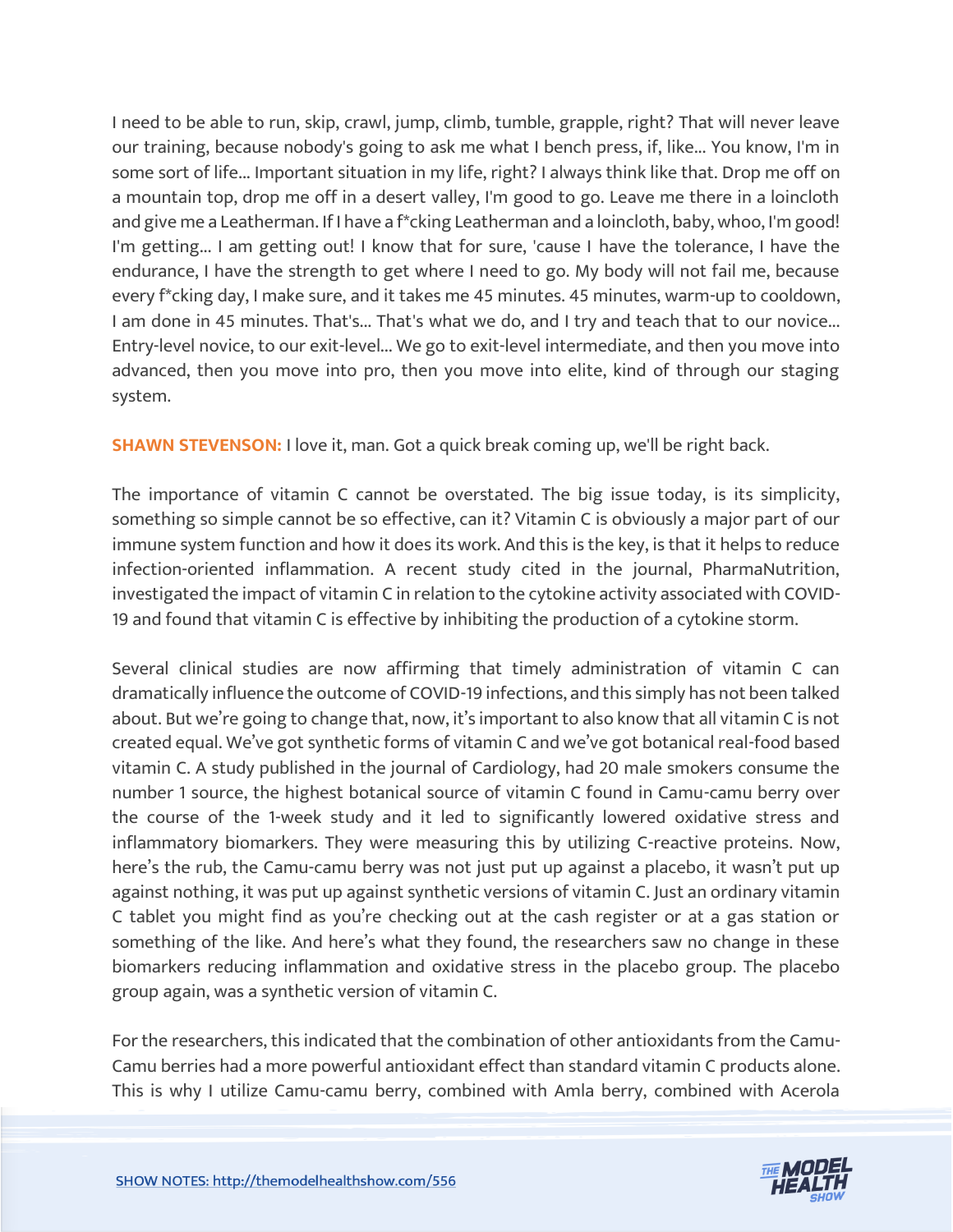I need to be able to run, skip, crawl, jump, climb, tumble, grapple, right? That will never leave our training, because nobody's going to ask me what I bench press, if, like... You know, I'm in some sort of life... Important situation in my life, right? I always think like that. Drop me off on a mountain top, drop me off in a desert valley, I'm good to go. Leave me there in a loincloth and give me a Leatherman. If I have a f*cking Leatherman and a loincloth, baby, whoo, I'm good! I'm getting... I am getting out! I know that for sure, 'cause I have the tolerance, I have the endurance, I have the strength to get where I need to go. My body will not fail me, because every f*cking day, I make sure, and it takes me 45 minutes. 45 minutes, warm-up to cooldown, I am done in 45 minutes. That's... That's what we do, and I try and teach that to our novice... Entry-level novice, to our exit-level... We go to exit-level intermediate, and then you move into advanced, then you move into pro, then you move into elite, kind of through our staging system.

**SHAWN STEVENSON:** I love it, man. Got a quick break coming up, we'll be right back.

The importance of vitamin C cannot be overstated. The big issue today, is its simplicity, something so simple cannot be so effective, can it? Vitamin C is obviously a major part of our immune system function and how it does its work. And this is the key, is that it helps to reduce infection-oriented inflammation. A recent study cited in the journal, PharmaNutrition, investigated the impact of vitamin C in relation to the cytokine activity associated with COVID-19 and found that vitamin C is effective by inhibiting the production of a cytokine storm.

Several clinical studies are now affirming that timely administration of vitamin C can dramatically influence the outcome of COVID-19 infections, and this simply has not been talked about. But we're going to change that, now, it's important to also know that all vitamin C is not created equal. We've got synthetic forms of vitamin C and we've got botanical real-food based vitamin C. A study published in the journal of Cardiology, had 20 male smokers consume the number 1 source, the highest botanical source of vitamin C found in Camu-camu berry over the course of the 1-week study and it led to significantly lowered oxidative stress and inflammatory biomarkers. They were measuring this by utilizing C-reactive proteins. Now, here's the rub, the Camu-camu berry was not just put up against a placebo, it wasn't put up against nothing, it was put up against synthetic versions of vitamin C. Just an ordinary vitamin C tablet you might find as you're checking out at the cash register or at a gas station or something of the like. And here's what they found, the researchers saw no change in these biomarkers reducing inflammation and oxidative stress in the placebo group. The placebo group again, was a synthetic version of vitamin C.

For the researchers, this indicated that the combination of other antioxidants from the Camu-Camu berries had a more powerful antioxidant effect than standard vitamin C products alone. This is why I utilize Camu-camu berry, combined with Amla berry, combined with Acerola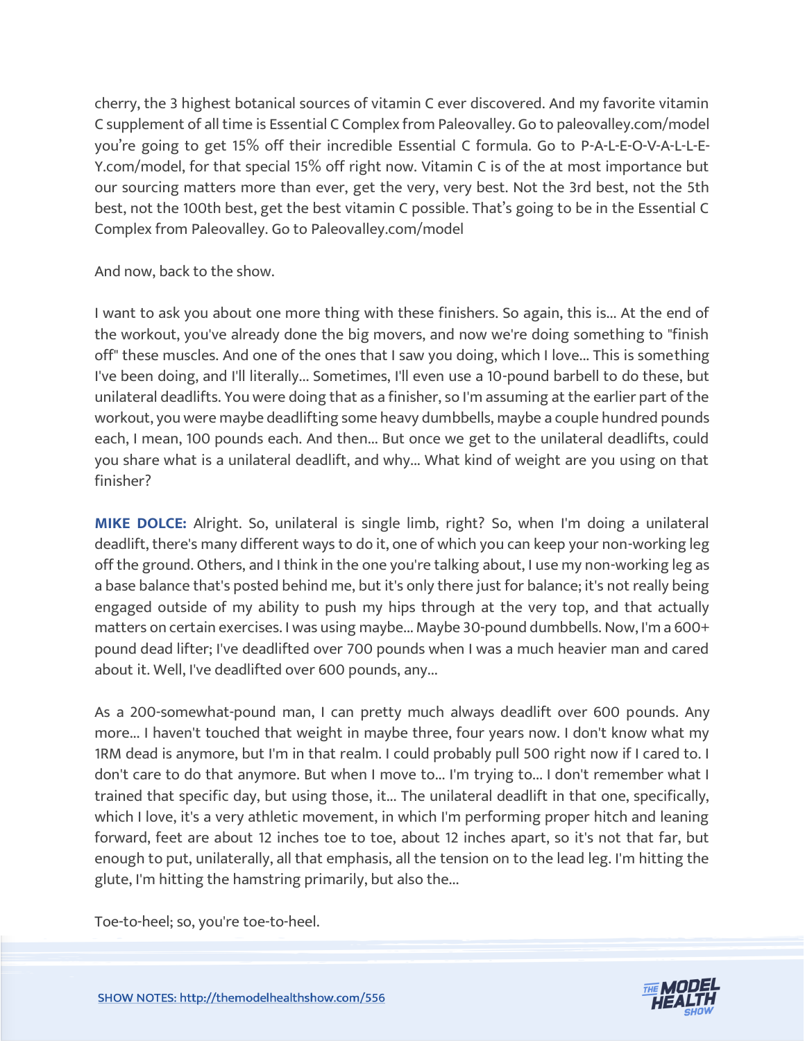cherry, the 3 highest botanical sources of vitamin C ever discovered. And my favorite vitamin C supplement of all time is Essential C Complex from Paleovalley. Go to paleovalley.com/model you're going to get 15% off their incredible Essential C formula. Go to P-A-L-E-O-V-A-L-L-E-Y.com/model, for that special 15% off right now. Vitamin C is of the at most importance but our sourcing matters more than ever, get the very, very best. Not the 3rd best, not the 5th best, not the 100th best, get the best vitamin C possible. That's going to be in the Essential C Complex from Paleovalley. Go to Paleovalley.com/model

And now, back to the show.

I want to ask you about one more thing with these finishers. So again, this is... At the end of the workout, you've already done the big movers, and now we're doing something to "finish off" these muscles. And one of the ones that I saw you doing, which I love... This is something I've been doing, and I'll literally... Sometimes, I'll even use a 10-pound barbell to do these, but unilateral deadlifts. You were doing that as a finisher, so I'm assuming at the earlier part of the workout, you were maybe deadlifting some heavy dumbbells, maybe a couple hundred pounds each, I mean, 100 pounds each. And then... But once we get to the unilateral deadlifts, could you share what is a unilateral deadlift, and why... What kind of weight are you using on that finisher?

**MIKE DOLCE:** Alright. So, unilateral is single limb, right? So, when I'm doing a unilateral deadlift, there's many different ways to do it, one of which you can keep your non-working leg off the ground. Others, and I think in the one you're talking about, I use my non-working leg as a base balance that's posted behind me, but it's only there just for balance; it's not really being engaged outside of my ability to push my hips through at the very top, and that actually matters on certain exercises. I was using maybe... Maybe 30-pound dumbbells. Now, I'm a 600+ pound dead lifter; I've deadlifted over 700 pounds when I was a much heavier man and cared about it. Well, I've deadlifted over 600 pounds, any...

As a 200-somewhat-pound man, I can pretty much always deadlift over 600 pounds. Any more... I haven't touched that weight in maybe three, four years now. I don't know what my 1RM dead is anymore, but I'm in that realm. I could probably pull 500 right now if I cared to. I don't care to do that anymore. But when I move to... I'm trying to... I don't remember what I trained that specific day, but using those, it... The unilateral deadlift in that one, specifically, which I love, it's a very athletic movement, in which I'm performing proper hitch and leaning forward, feet are about 12 inches toe to toe, about 12 inches apart, so it's not that far, but enough to put, unilaterally, all that emphasis, all the tension on to the lead leg. I'm hitting the glute, I'm hitting the hamstring primarily, but also the...

Toe-to-heel; so, you're toe-to-heel.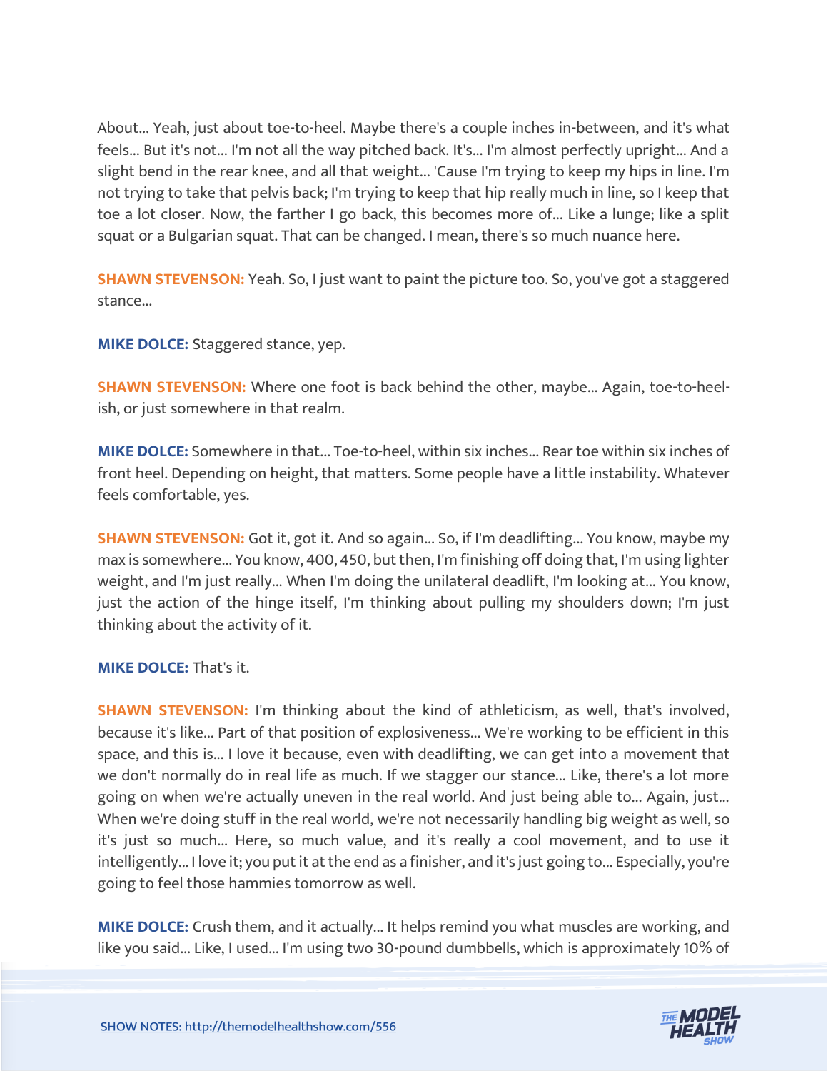About... Yeah, just about toe-to-heel. Maybe there's a couple inches in-between, and it's what feels... But it's not... I'm not all the way pitched back. It's... I'm almost perfectly upright... And a slight bend in the rear knee, and all that weight... 'Cause I'm trying to keep my hips in line. I'm not trying to take that pelvis back; I'm trying to keep that hip really much in line, so I keep that toe a lot closer. Now, the farther I go back, this becomes more of... Like a lunge; like a split squat or a Bulgarian squat. That can be changed. I mean, there's so much nuance here.

**SHAWN STEVENSON:** Yeah. So, I just want to paint the picture too. So, you've got a staggered stance...

**MIKE DOLCE:** Staggered stance, yep.

**SHAWN STEVENSON:** Where one foot is back behind the other, maybe... Again, toe-to-heel-ish, or just somewhere in that realm.

**MIKE DOLCE:** Somewhere in that... Toe-to-heel, within six inches... Rear toe within six inches of front heel. Depending on height, that matters. Some people have a little instability. Whatever feels comfortable, yes.

**SHAWN STEVENSON:** Got it, got it. And so again... So, if I'm deadlifting... You know, maybe my max is somewhere... You know, 400, 450, but then, I'm finishing off doing that, I'm using lighter weight, and I'm just really... When I'm doing the unilateral deadlift, I'm looking at... You know, just the action of the hinge itself, I'm thinking about pulling my shoulders down; I'm just thinking about the activity of it.

**MIKE DOLCE:** That's it.

**SHAWN STEVENSON:** I'm thinking about the kind of athleticism, as well, that's involved, because it's like... Part of that position of explosiveness... We're working to be efficient in this space, and this is... I love it because, even with deadlifting, we can get into a movement that we don't normally do in real life as much. If we stagger our stance... Like, there's a lot more going on when we're actually uneven in the real world. And just being able to... Again, just... When we're doing stuff in the real world, we're not necessarily handling big weight as well, so it's just so much... Here, so much value, and it's really a cool movement, and to use it intelligently... I love it; you put it at the end as a finisher, and it's just going to... Especially, you're going to feel those hammies tomorrow as well.

**MIKE DOLCE:** Crush them, and it actually... It helps remind you what muscles are working, and like you said... Like, I used... I'm using two 30-pound dumbbells, which is approximately 10% of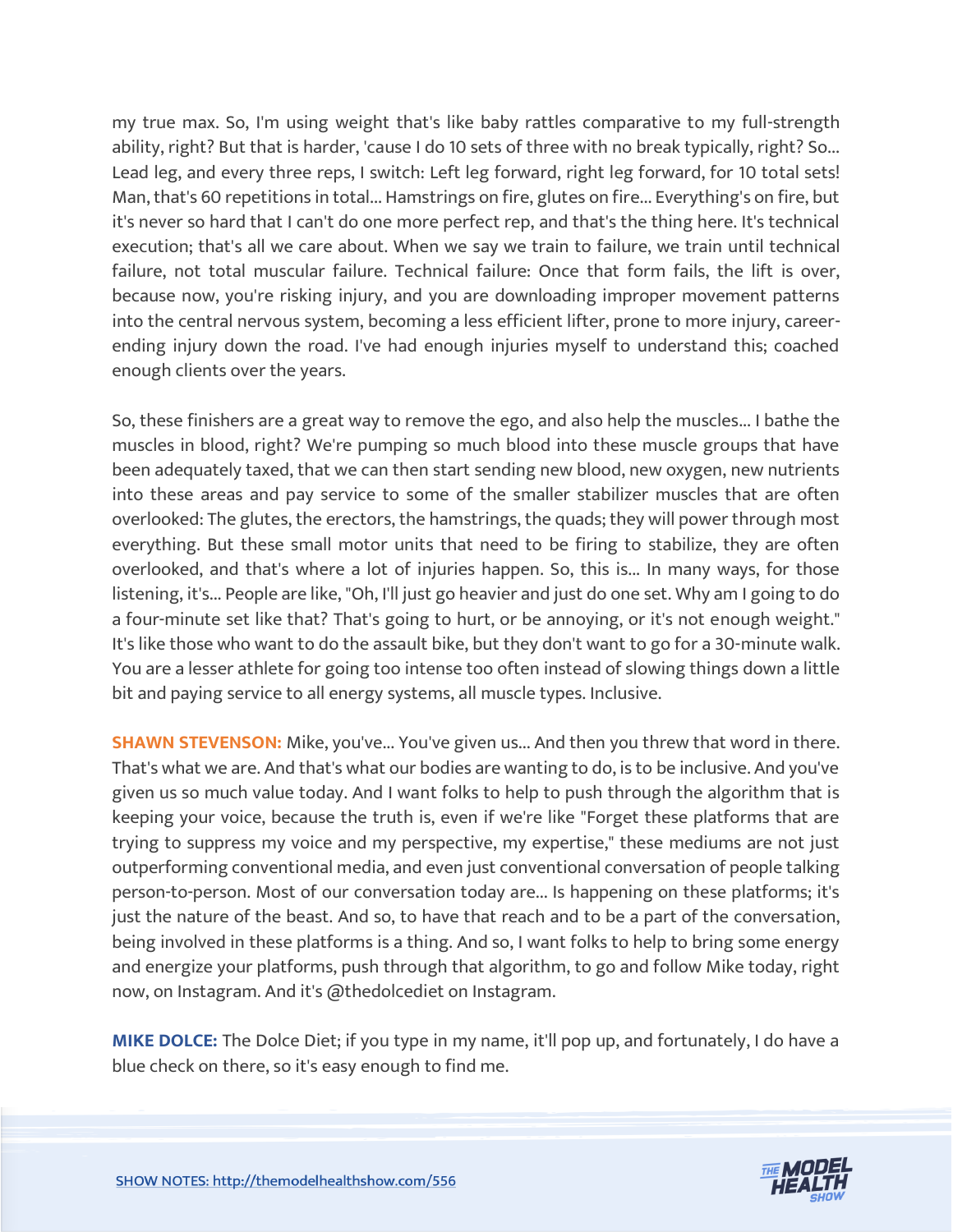my true max. So, I'm using weight that's like baby rattles comparative to my full-strength ability, right? But that is harder, 'cause I do 10 sets of three with no break typically, right? So... Lead leg, and every three reps, I switch: Left leg forward, right leg forward, for 10 total sets! Man, that's 60 repetitions in total... Hamstrings on fire, glutes on fire... Everything's on fire, but it's never so hard that I can't do one more perfect rep, and that's the thing here. It's technical execution; that's all we care about. When we say we train to failure, we train until technical failure, not total muscular failure. Technical failure: Once that form fails, the lift is over, because now, you're risking injury, and you are downloading improper movement patterns into the central nervous system, becoming a less efficient lifter, prone to more injury, career-ending injury down the road. I've had enough injuries myself to understand this; coached enough clients over the years.

So, these finishers are a great way to remove the ego, and also help the muscles... I bathe the muscles in blood, right? We're pumping so much blood into these muscle groups that have been adequately taxed, that we can then start sending new blood, new oxygen, new nutrients into these areas and pay service to some of the smaller stabilizer muscles that are often overlooked: The glutes, the erectors, the hamstrings, the quads; they will power through most everything. But these small motor units that need to be firing to stabilize, they are often overlooked, and that's where a lot of injuries happen. So, this is... In many ways, for those listening, it's... People are like, "Oh, I'll just go heavier and just do one set. Why am I going to do a four-minute set like that? That's going to hurt, or be annoying, or it's not enough weight." It's like those who want to do the assault bike, but they don't want to go for a 30-minute walk. You are a lesser athlete for going too intense too often instead of slowing things down a little bit and paying service to all energy systems, all muscle types. Inclusive.

**SHAWN STEVENSON:** Mike, you've... You've given us... And then you threw that word in there. That's what we are. And that's what our bodies are wanting to do, is to be inclusive. And you've given us so much value today. And I want folks to help to push through the algorithm that is keeping your voice, because the truth is, even if we're like "Forget these platforms that are trying to suppress my voice and my perspective, my expertise," these mediums are not just outperforming conventional media, and even just conventional conversation of people talking person-to-person. Most of our conversation today are... Is happening on these platforms; it's just the nature of the beast. And so, to have that reach and to be a part of the conversation, being involved in these platforms is a thing. And so, I want folks to help to bring some energy and energize your platforms, push through that algorithm, to go and follow Mike today, right now, on Instagram. And it's @thedolcediet on Instagram.

**MIKE DOLCE:** The Dolce Diet; if you type in my name, it'll pop up, and fortunately, I do have a blue check on there, so it's easy enough to find me.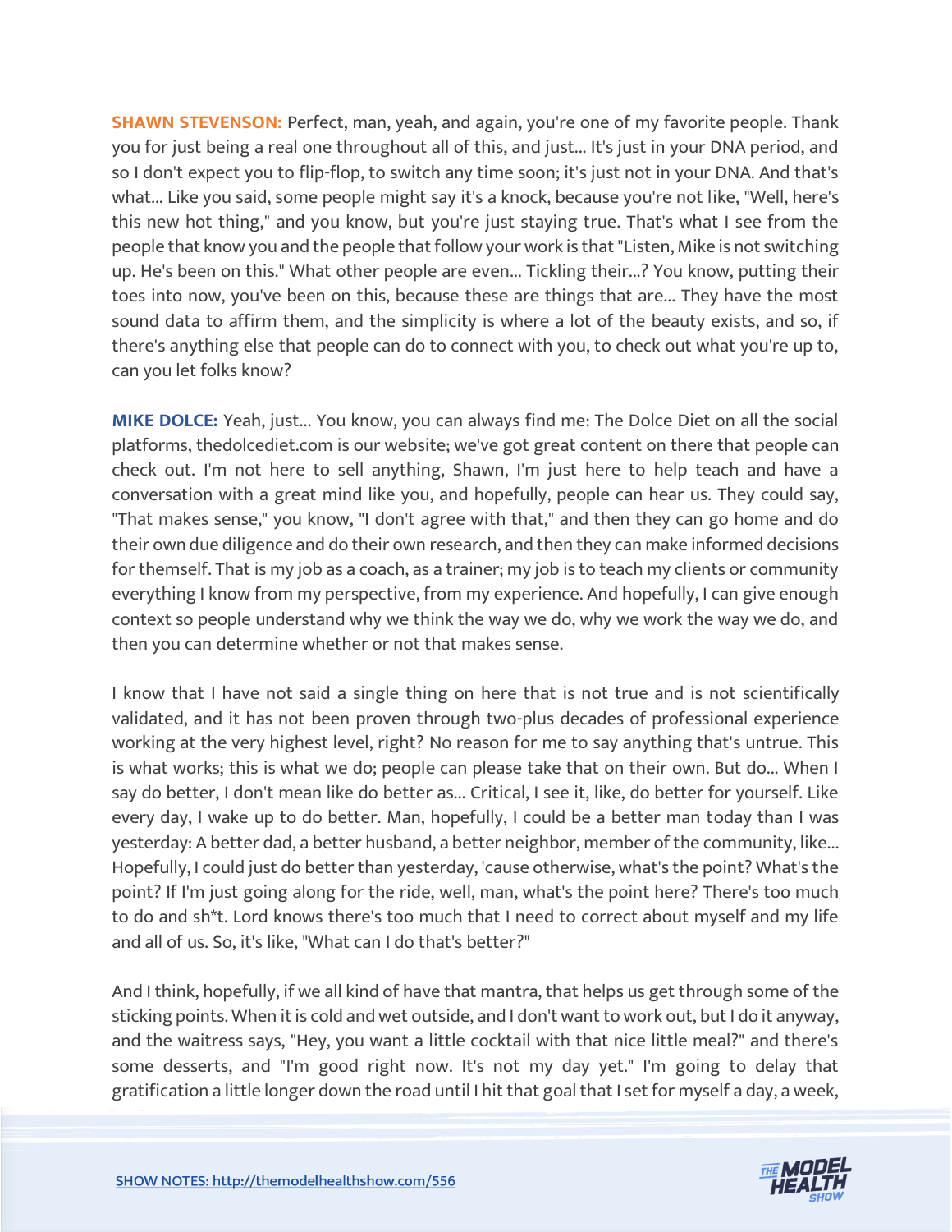**SHAWN STEVENSON:** Perfect, man, yeah, and again, you're one of my favorite people. Thank you for just being a real one throughout all of this, and just... It's just in your DNA period, and so I don't expect you to flip-flop, to switch any time soon; it's just not in your DNA. And that's what... Like you said, some people might say it's a knock, because you're not like, "Well, here's this new hot thing," and you know, but you're just staying true. That's what I see from the people that know you and the people that follow your work is that "Listen, Mike is not switching up. He's been on this." What other people are even... Tickling their...? You know, putting their toes into now, you've been on this, because these are things that are... They have the most sound data to affirm them, and the simplicity is where a lot of the beauty exists, and so, if there's anything else that people can do to connect with you, to check out what you're up to, can you let folks know?

**MIKE DOLCE:** Yeah, just... You know, you can always find me: The Dolce Diet on all the social platforms, thedolcediet.com is our website; we've got great content on there that people can check out. I'm not here to sell anything, Shawn, I'm just here to help teach and have a conversation with a great mind like you, and hopefully, people can hear us. They could say, "That makes sense," you know, "I don't agree with that," and then they can go home and do their own due diligence and do their own research, and then they can make informed decisions for themself. That is my job as a coach, as a trainer; my job is to teach my clients or community everything I know from my perspective, from my experience. And hopefully, I can give enough context so people understand why we think the way we do, why we work the way we do, and then you can determine whether or not that makes sense.

I know that I have not said a single thing on here that is not true and is not scientifically validated, and it has not been proven through two-plus decades of professional experience working at the very highest level, right? No reason for me to say anything that's untrue. This is what works; this is what we do; people can please take that on their own. But do... When I say do better, I don't mean like do better as... Critical, I see it, like, do better for yourself. Like every day, I wake up to do better. Man, hopefully, I could be a better man today than I was yesterday: A better dad, a better husband, a better neighbor, member of the community, like... Hopefully, I could just do better than yesterday, 'cause otherwise, what's the point? What's the point? If I'm just going along for the ride, well, man, what's the point here? There's too much to do and sh*t. Lord knows there's too much that I need to correct about myself and my life and all of us. So, it's like, "What can I do that's better?"

And I think, hopefully, if we all kind of have that mantra, that helps us get through some of the sticking points. When it is cold and wet outside, and I don't want to work out, but I do it anyway, and the waitress says, "Hey, you want a little cocktail with that nice little meal?" and there's some desserts, and "I'm good right now. It's not my day yet." I'm going to delay that gratification a little longer down the road until I hit that goal that I set for myself a day, a week,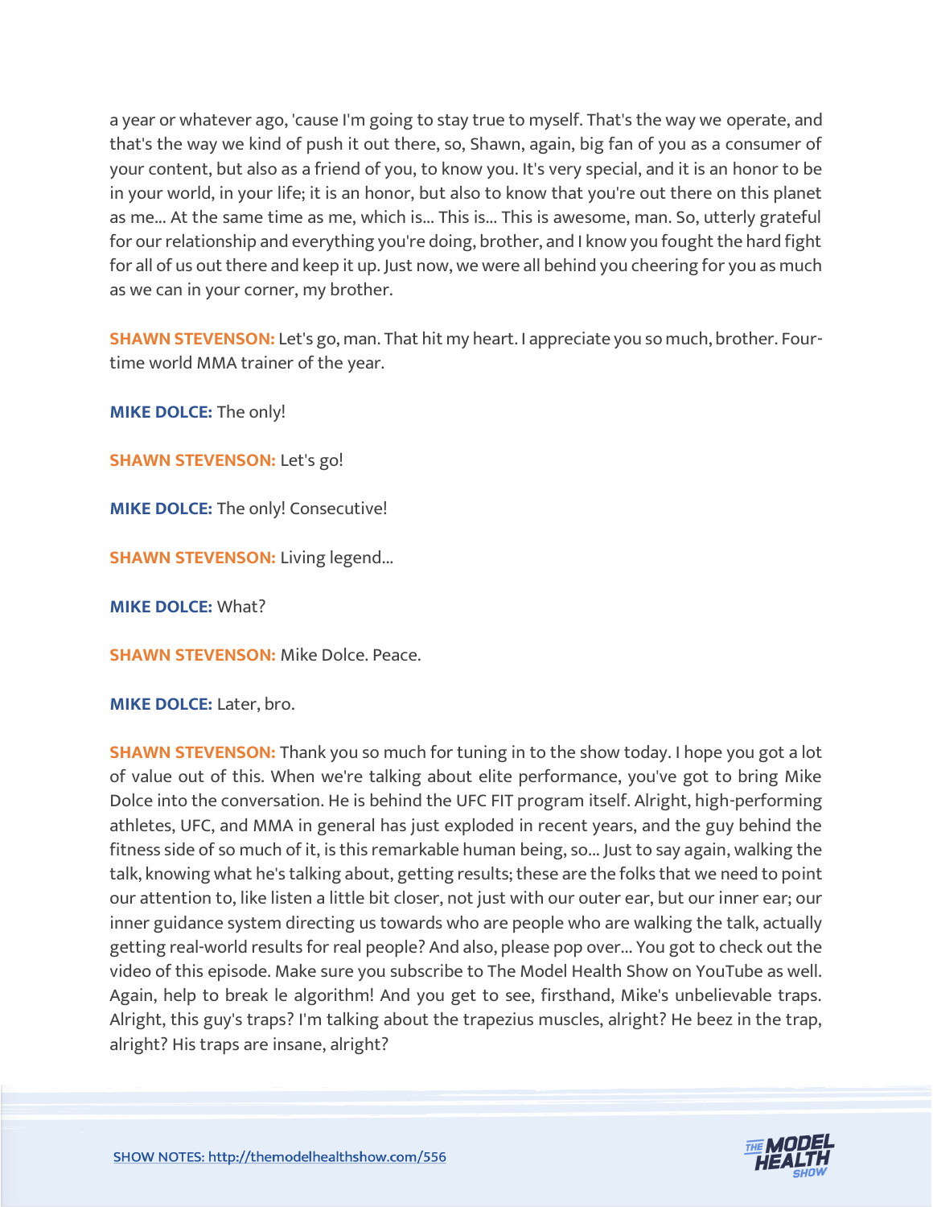a year or whatever ago, 'cause I'm going to stay true to myself. That's the way we operate, and that's the way we kind of push it out there, so, Shawn, again, big fan of you as a consumer of your content, but also as a friend of you, to know you. It's very special, and it is an honor to be in your world, in your life; it is an honor, but also to know that you're out there on this planet as me... At the same time as me, which is... This is... This is awesome, man. So, utterly grateful for our relationship and everything you're doing, brother, and I know you fought the hard fight for all of us out there and keep it up. Just now, we were all behind you cheering for you as much as we can in your corner, my brother.

**SHAWN STEVENSON:** Let's go, man. That hit my heart. I appreciate you so much, brother. Four-time world MMA trainer of the year.

**MIKE DOLCE:** The only!

**SHAWN STEVENSON:** Let's go!

**MIKE DOLCE:** The only! Consecutive!

**SHAWN STEVENSON:** Living legend...

**MIKE DOLCE:** What?

**SHAWN STEVENSON:** Mike Dolce. Peace.

**MIKE DOLCE:** Later, bro.

**SHAWN STEVENSON:** Thank you so much for tuning in to the show today. I hope you got a lot of value out of this. When we're talking about elite performance, you've got to bring Mike Dolce into the conversation. He is behind the UFC FIT program itself. Alright, high-performing athletes, UFC, and MMA in general has just exploded in recent years, and the guy behind the fitness side of so much of it, is this remarkable human being, so... Just to say again, walking the talk, knowing what he's talking about, getting results; these are the folks that we need to point our attention to, like listen a little bit closer, not just with our outer ear, but our inner ear; our inner guidance system directing us towards who are people who are walking the talk, actually getting real-world results for real people? And also, please pop over... You got to check out the video of this episode. Make sure you subscribe to The Model Health Show on YouTube as well. Again, help to break le algorithm! And you get to see, firsthand, Mike's unbelievable traps. Alright, this guy's traps? I'm talking about the trapezius muscles, alright? He beez in the trap, alright? His traps are insane, alright?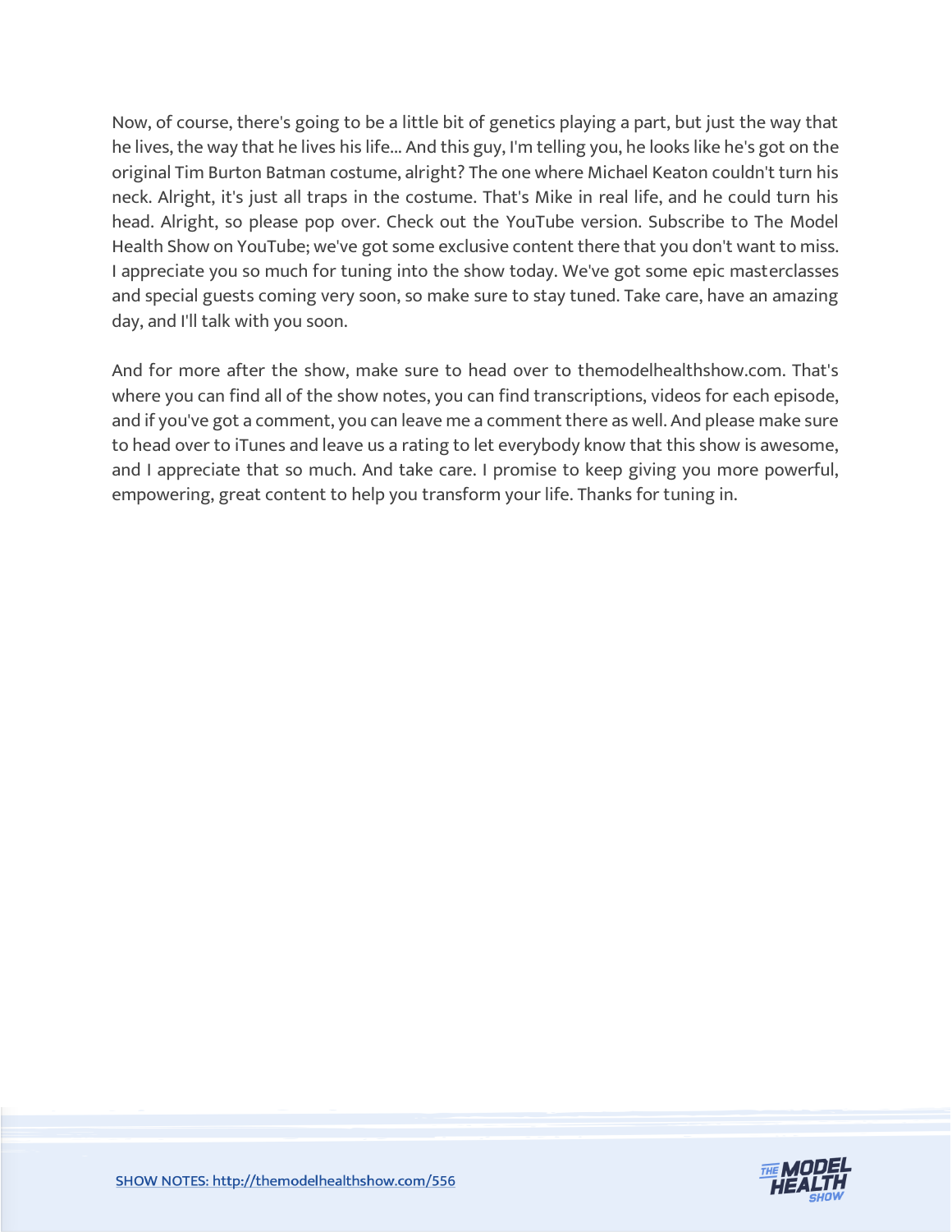Now, of course, there's going to be a little bit of genetics playing a part, but just the way that he lives, the way that he lives his life... And this guy, I'm telling you, he looks like he's got on the original Tim Burton Batman costume, alright? The one where Michael Keaton couldn't turn his neck. Alright, it's just all traps in the costume. That's Mike in real life, and he could turn his head. Alright, so please pop over. Check out the YouTube version. Subscribe to The Model Health Show on YouTube; we've got some exclusive content there that you don't want to miss. I appreciate you so much for tuning into the show today. We've got some epic masterclasses and special guests coming very soon, so make sure to stay tuned. Take care, have an amazing day, and I'll talk with you soon.

And for more after the show, make sure to head over to themodelhealthshow.com. That's where you can find all of the show notes, you can find transcriptions, videos for each episode, and if you've got a comment, you can leave me a comment there as well. And please make sure to head over to iTunes and leave us a rating to let everybody know that this show is awesome, and I appreciate that so much. And take care. I promise to keep giving you more powerful, empowering, great content to help you transform your life. Thanks for tuning in.